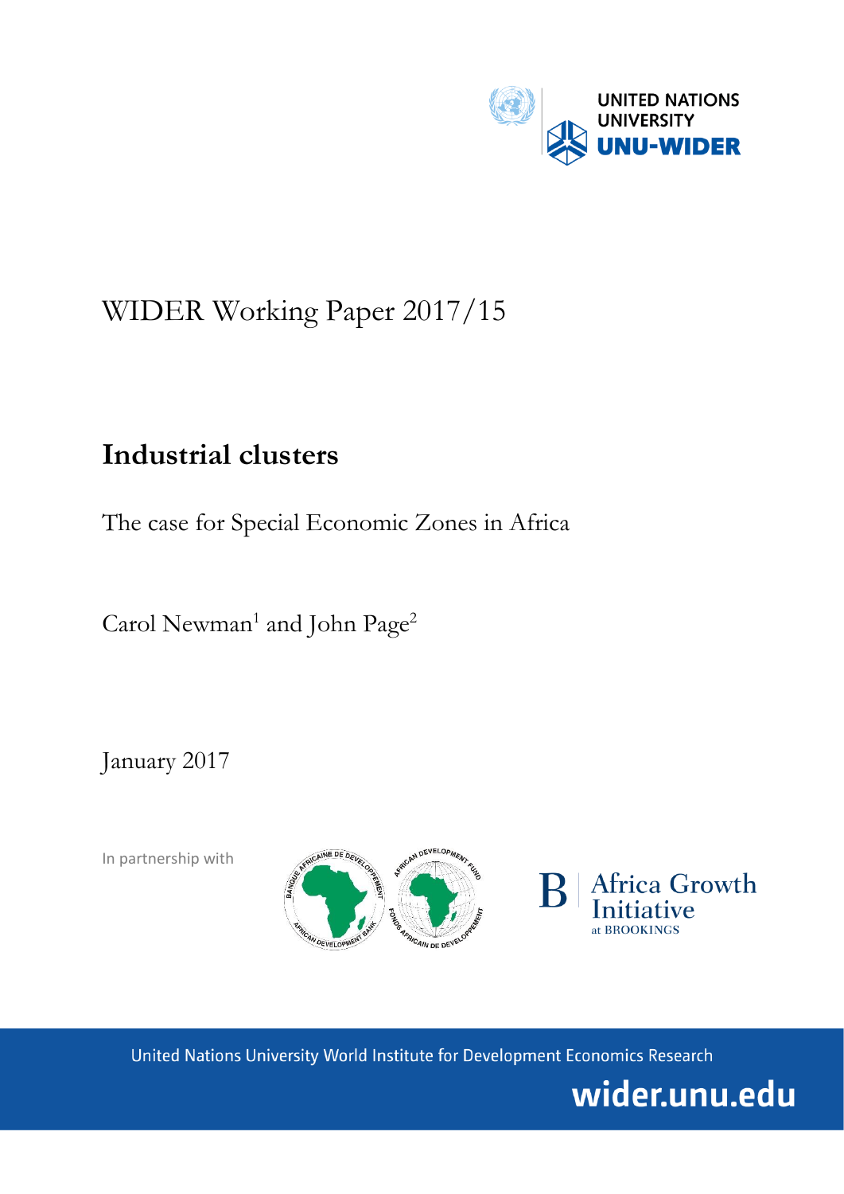UNITED NATIONS UNIVERSITY
UNU-WIDER

WIDER Working Paper 2017/15

# Industrial clusters

The case for Special Economic Zones in Africa

Carol Newman[1] and John Page[2]

January 2017

In partnership with

Africa Growth Initiative at BROOKINGS

United Nations University World Institute for Development Economics Research

wider.unu.edu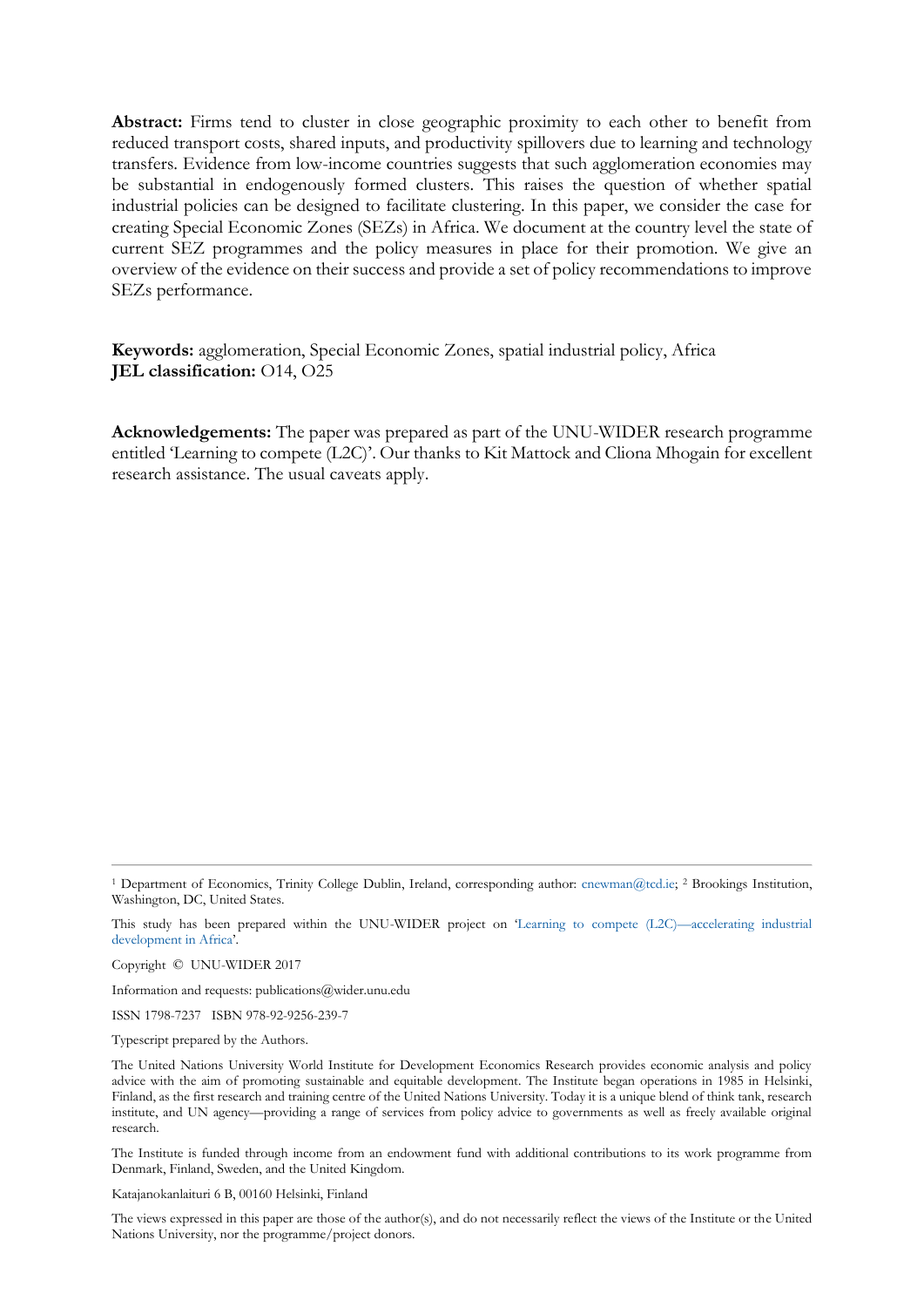**Abstract:** Firms tend to cluster in close geographic proximity to each other to benefit from reduced transport costs, shared inputs, and productivity spillovers due to learning and technology transfers. Evidence from low-income countries suggests that such agglomeration economies may be substantial in endogenously formed clusters. This raises the question of whether spatial industrial policies can be designed to facilitate clustering. In this paper, we consider the case for creating Special Economic Zones (SEZs) in Africa. We document at the country level the state of current SEZ programmes and the policy measures in place for their promotion. We give an overview of the evidence on their success and provide a set of policy recommendations to improve SEZs performance.

**Keywords:** agglomeration, Special Economic Zones, spatial industrial policy, Africa
**JEL classification:** O14, O25

**Acknowledgements:** The paper was prepared as part of the UNU-WIDER research programme entitled 'Learning to compete (L2C)'. Our thanks to Kit Mattock and Cliona Mhogain for excellent research assistance. The usual caveats apply.

---

[1] Department of Economics, Trinity College Dublin, Ireland, corresponding author: cnewman@tcd.ie; [2] Brookings Institution, Washington, DC, United States.

This study has been prepared within the UNU-WIDER project on 'Learning to compete (L2C)—accelerating industrial development in Africa'.

Copyright © UNU-WIDER 2017

Information and requests: publications@wider.unu.edu

ISSN 1798-7237 ISBN 978-92-9256-239-7

Typescript prepared by the Authors.

The United Nations University World Institute for Development Economics Research provides economic analysis and policy advice with the aim of promoting sustainable and equitable development. The Institute began operations in 1985 in Helsinki, Finland, as the first research and training centre of the United Nations University. Today it is a unique blend of think tank, research institute, and UN agency—providing a range of services from policy advice to governments as well as freely available original research.

The Institute is funded through income from an endowment fund with additional contributions to its work programme from Denmark, Finland, Sweden, and the United Kingdom.

Katajanokanlaituri 6 B, 00160 Helsinki, Finland

The views expressed in this paper are those of the author(s), and do not necessarily reflect the views of the Institute or the United Nations University, nor the programme/project donors.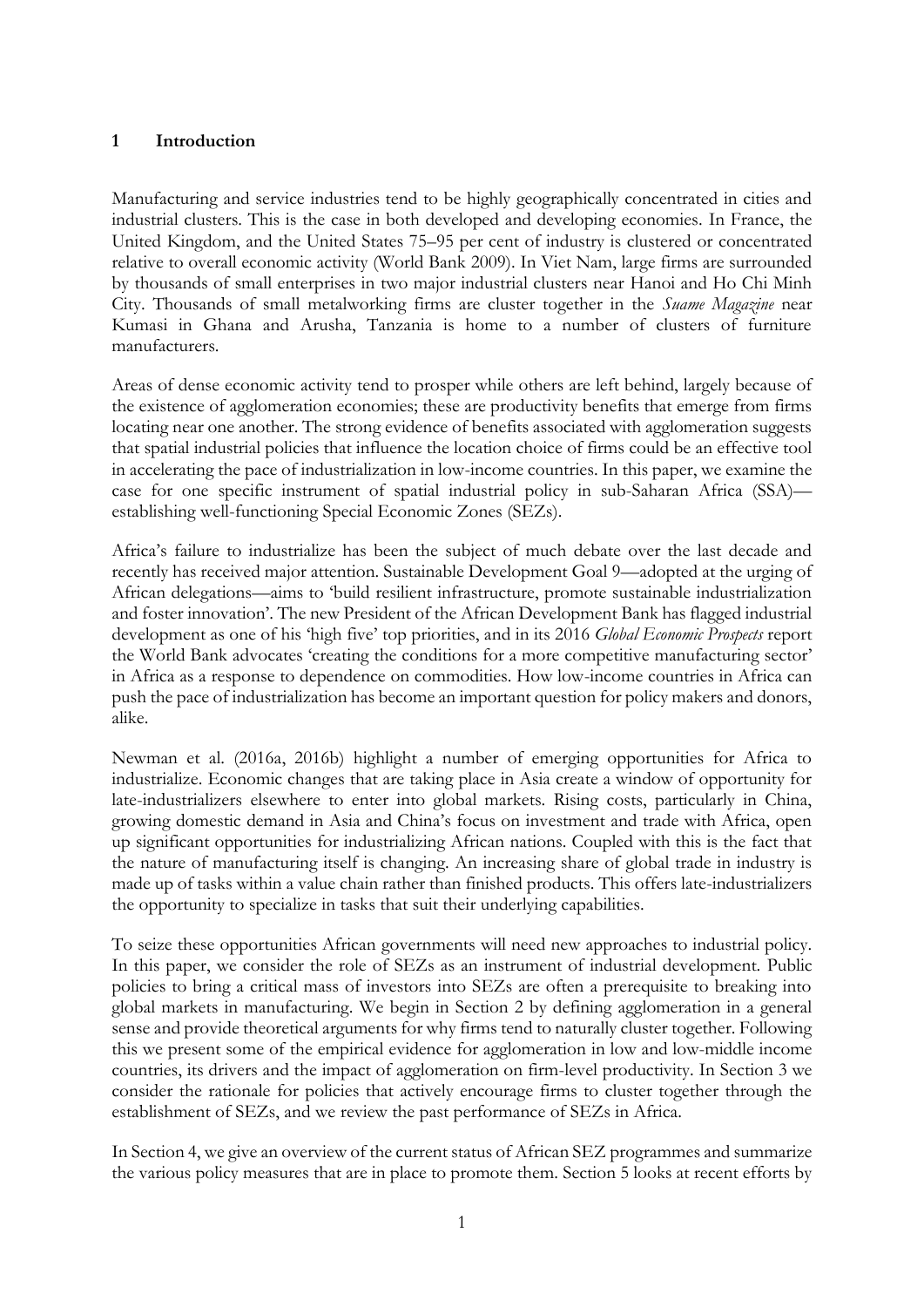## 1 Introduction

Manufacturing and service industries tend to be highly geographically concentrated in cities and industrial clusters. This is the case in both developed and developing economies. In France, the United Kingdom, and the United States 75–95 per cent of industry is clustered or concentrated relative to overall economic activity (World Bank 2009). In Viet Nam, large firms are surrounded by thousands of small enterprises in two major industrial clusters near Hanoi and Ho Chi Minh City. Thousands of small metalworking firms are cluster together in the *Suame Magazine* near Kumasi in Ghana and Arusha, Tanzania is home to a number of clusters of furniture manufacturers.

Areas of dense economic activity tend to prosper while others are left behind, largely because of the existence of agglomeration economies; these are productivity benefits that emerge from firms locating near one another. The strong evidence of benefits associated with agglomeration suggests that spatial industrial policies that influence the location choice of firms could be an effective tool in accelerating the pace of industrialization in low-income countries. In this paper, we examine the case for one specific instrument of spatial industrial policy in sub-Saharan Africa (SSA)—establishing well-functioning Special Economic Zones (SEZs).

Africa's failure to industrialize has been the subject of much debate over the last decade and recently has received major attention. Sustainable Development Goal 9—adopted at the urging of African delegations—aims to 'build resilient infrastructure, promote sustainable industrialization and foster innovation'. The new President of the African Development Bank has flagged industrial development as one of his 'high five' top priorities, and in its 2016 *Global Economic Prospects* report the World Bank advocates 'creating the conditions for a more competitive manufacturing sector' in Africa as a response to dependence on commodities. How low-income countries in Africa can push the pace of industrialization has become an important question for policy makers and donors, alike.

Newman et al. (2016a, 2016b) highlight a number of emerging opportunities for Africa to industrialize. Economic changes that are taking place in Asia create a window of opportunity for late-industrializers elsewhere to enter into global markets. Rising costs, particularly in China, growing domestic demand in Asia and China's focus on investment and trade with Africa, open up significant opportunities for industrializing African nations. Coupled with this is the fact that the nature of manufacturing itself is changing. An increasing share of global trade in industry is made up of tasks within a value chain rather than finished products. This offers late-industrializers the opportunity to specialize in tasks that suit their underlying capabilities.

To seize these opportunities African governments will need new approaches to industrial policy. In this paper, we consider the role of SEZs as an instrument of industrial development. Public policies to bring a critical mass of investors into SEZs are often a prerequisite to breaking into global markets in manufacturing. We begin in Section 2 by defining agglomeration in a general sense and provide theoretical arguments for why firms tend to naturally cluster together. Following this we present some of the empirical evidence for agglomeration in low and low-middle income countries, its drivers and the impact of agglomeration on firm-level productivity. In Section 3 we consider the rationale for policies that actively encourage firms to cluster together through the establishment of SEZs, and we review the past performance of SEZs in Africa.

In Section 4, we give an overview of the current status of African SEZ programmes and summarize the various policy measures that are in place to promote them. Section 5 looks at recent efforts by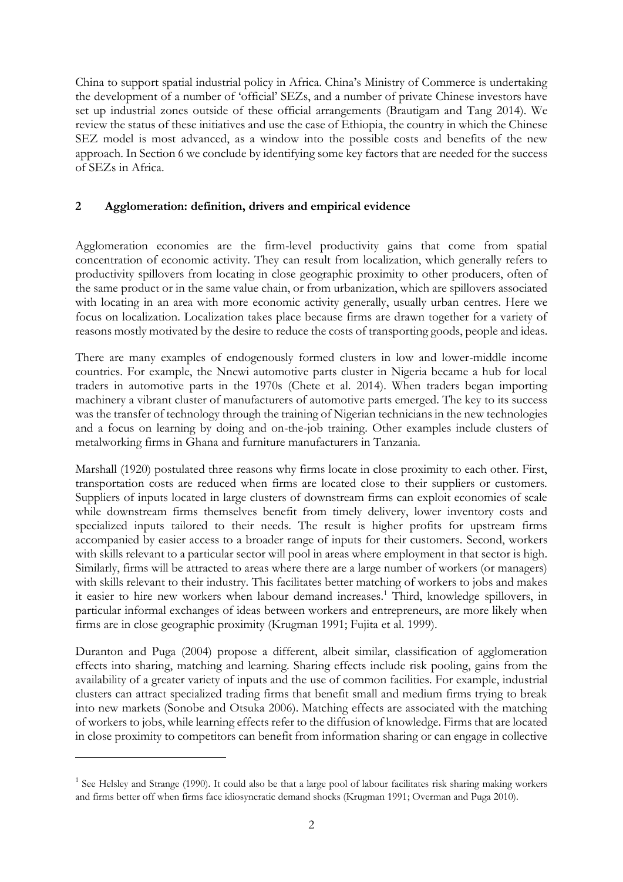China to support spatial industrial policy in Africa. China's Ministry of Commerce is undertaking the development of a number of 'official' SEZs, and a number of private Chinese investors have set up industrial zones outside of these official arrangements (Brautigam and Tang 2014). We review the status of these initiatives and use the case of Ethiopia, the country in which the Chinese SEZ model is most advanced, as a window into the possible costs and benefits of the new approach. In Section 6 we conclude by identifying some key factors that are needed for the success of SEZs in Africa.

## 2 Agglomeration: definition, drivers and empirical evidence

Agglomeration economies are the firm-level productivity gains that come from spatial concentration of economic activity. They can result from localization, which generally refers to productivity spillovers from locating in close geographic proximity to other producers, often of the same product or in the same value chain, or from urbanization, which are spillovers associated with locating in an area with more economic activity generally, usually urban centres. Here we focus on localization. Localization takes place because firms are drawn together for a variety of reasons mostly motivated by the desire to reduce the costs of transporting goods, people and ideas.

There are many examples of endogenously formed clusters in low and lower-middle income countries. For example, the Nnewi automotive parts cluster in Nigeria became a hub for local traders in automotive parts in the 1970s (Chete et al. 2014). When traders began importing machinery a vibrant cluster of manufacturers of automotive parts emerged. The key to its success was the transfer of technology through the training of Nigerian technicians in the new technologies and a focus on learning by doing and on-the-job training. Other examples include clusters of metalworking firms in Ghana and furniture manufacturers in Tanzania.

Marshall (1920) postulated three reasons why firms locate in close proximity to each other. First, transportation costs are reduced when firms are located close to their suppliers or customers. Suppliers of inputs located in large clusters of downstream firms can exploit economies of scale while downstream firms themselves benefit from timely delivery, lower inventory costs and specialized inputs tailored to their needs. The result is higher profits for upstream firms accompanied by easier access to a broader range of inputs for their customers. Second, workers with skills relevant to a particular sector will pool in areas where employment in that sector is high. Similarly, firms will be attracted to areas where there are a large number of workers (or managers) with skills relevant to their industry. This facilitates better matching of workers to jobs and makes it easier to hire new workers when labour demand increases.[1] Third, knowledge spillovers, in particular informal exchanges of ideas between workers and entrepreneurs, are more likely when firms are in close geographic proximity (Krugman 1991; Fujita et al. 1999).

Duranton and Puga (2004) propose a different, albeit similar, classification of agglomeration effects into sharing, matching and learning. Sharing effects include risk pooling, gains from the availability of a greater variety of inputs and the use of common facilities. For example, industrial clusters can attract specialized trading firms that benefit small and medium firms trying to break into new markets (Sonobe and Otsuka 2006). Matching effects are associated with the matching of workers to jobs, while learning effects refer to the diffusion of knowledge. Firms that are located in close proximity to competitors can benefit from information sharing or can engage in collective

[1] See Helsley and Strange (1990). It could also be that a large pool of labour facilitates risk sharing making workers and firms better off when firms face idiosyncratic demand shocks (Krugman 1991; Overman and Puga 2010).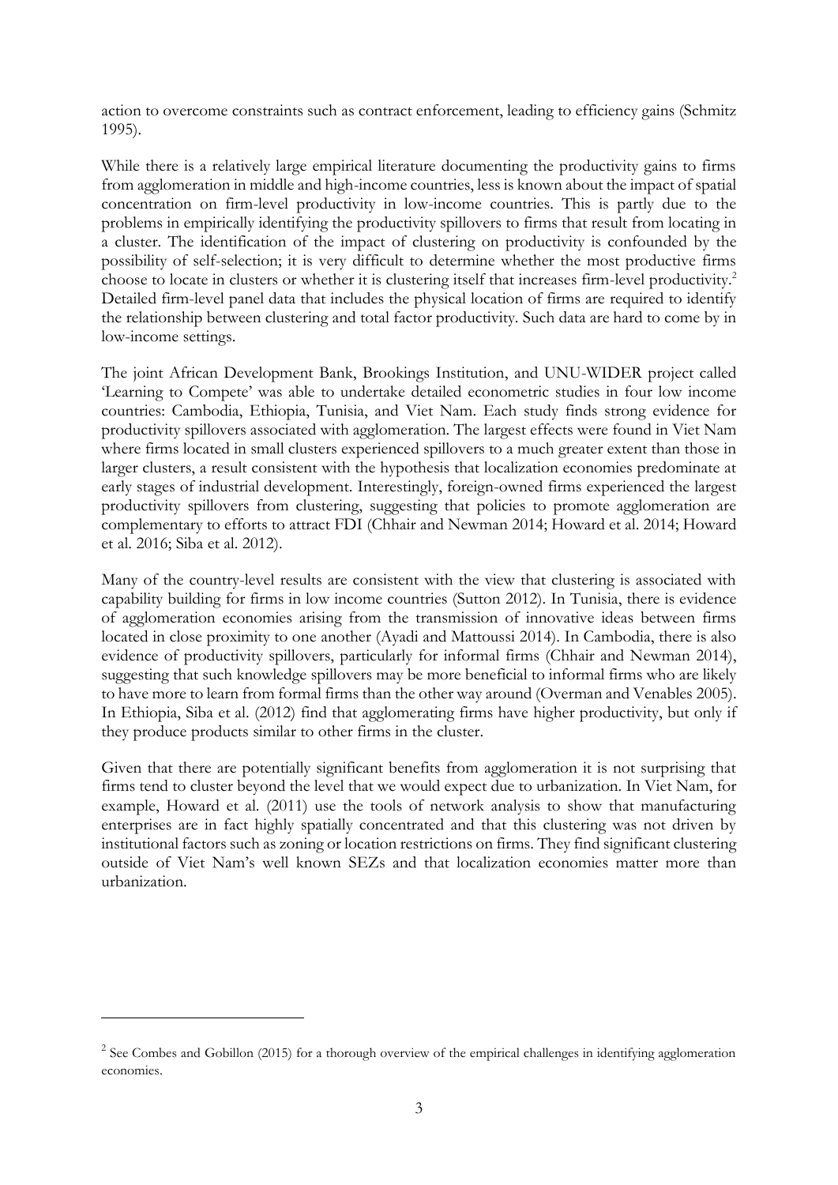action to overcome constraints such as contract enforcement, leading to efficiency gains (Schmitz 1995).

While there is a relatively large empirical literature documenting the productivity gains to firms from agglomeration in middle and high-income countries, less is known about the impact of spatial concentration on firm-level productivity in low-income countries. This is partly due to the problems in empirically identifying the productivity spillovers to firms that result from locating in a cluster. The identification of the impact of clustering on productivity is confounded by the possibility of self-selection; it is very difficult to determine whether the most productive firms choose to locate in clusters or whether it is clustering itself that increases firm-level productivity.[2] Detailed firm-level panel data that includes the physical location of firms are required to identify the relationship between clustering and total factor productivity. Such data are hard to come by in low-income settings.

The joint African Development Bank, Brookings Institution, and UNU-WIDER project called 'Learning to Compete' was able to undertake detailed econometric studies in four low income countries: Cambodia, Ethiopia, Tunisia, and Viet Nam. Each study finds strong evidence for productivity spillovers associated with agglomeration. The largest effects were found in Viet Nam where firms located in small clusters experienced spillovers to a much greater extent than those in larger clusters, a result consistent with the hypothesis that localization economies predominate at early stages of industrial development. Interestingly, foreign-owned firms experienced the largest productivity spillovers from clustering, suggesting that policies to promote agglomeration are complementary to efforts to attract FDI (Chhair and Newman 2014; Howard et al. 2014; Howard et al. 2016; Siba et al. 2012).

Many of the country-level results are consistent with the view that clustering is associated with capability building for firms in low income countries (Sutton 2012). In Tunisia, there is evidence of agglomeration economies arising from the transmission of innovative ideas between firms located in close proximity to one another (Ayadi and Mattoussi 2014). In Cambodia, there is also evidence of productivity spillovers, particularly for informal firms (Chhair and Newman 2014), suggesting that such knowledge spillovers may be more beneficial to informal firms who are likely to have more to learn from formal firms than the other way around (Overman and Venables 2005). In Ethiopia, Siba et al. (2012) find that agglomerating firms have higher productivity, but only if they produce products similar to other firms in the cluster.

Given that there are potentially significant benefits from agglomeration it is not surprising that firms tend to cluster beyond the level that we would expect due to urbanization. In Viet Nam, for example, Howard et al. (2011) use the tools of network analysis to show that manufacturing enterprises are in fact highly spatially concentrated and that this clustering was not driven by institutional factors such as zoning or location restrictions on firms. They find significant clustering outside of Viet Nam's well known SEZs and that localization economies matter more than urbanization.

---

[2] See Combes and Gobillon (2015) for a thorough overview of the empirical challenges in identifying agglomeration economies.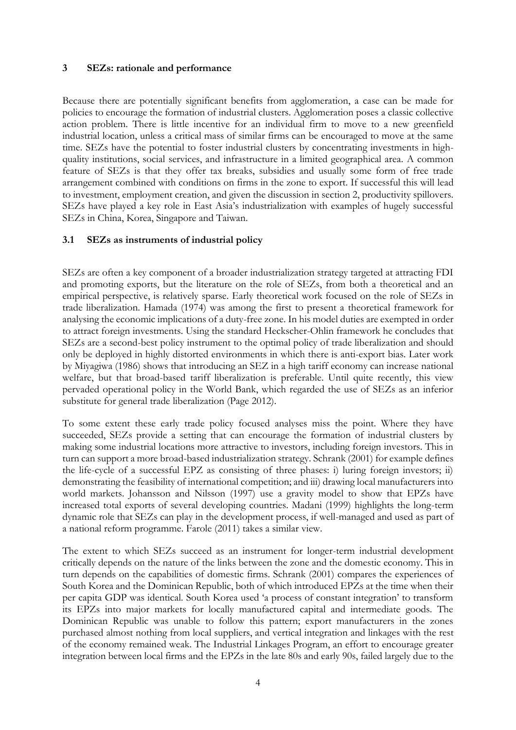## 3 SEZs: rationale and performance

Because there are potentially significant benefits from agglomeration, a case can be made for policies to encourage the formation of industrial clusters. Agglomeration poses a classic collective action problem. There is little incentive for an individual firm to move to a new greenfield industrial location, unless a critical mass of similar firms can be encouraged to move at the same time. SEZs have the potential to foster industrial clusters by concentrating investments in high-quality institutions, social services, and infrastructure in a limited geographical area. A common feature of SEZs is that they offer tax breaks, subsidies and usually some form of free trade arrangement combined with conditions on firms in the zone to export. If successful this will lead to investment, employment creation, and given the discussion in section 2, productivity spillovers. SEZs have played a key role in East Asia's industrialization with examples of hugely successful SEZs in China, Korea, Singapore and Taiwan.

### 3.1 SEZs as instruments of industrial policy

SEZs are often a key component of a broader industrialization strategy targeted at attracting FDI and promoting exports, but the literature on the role of SEZs, from both a theoretical and an empirical perspective, is relatively sparse. Early theoretical work focused on the role of SEZs in trade liberalization. Hamada (1974) was among the first to present a theoretical framework for analysing the economic implications of a duty-free zone. In his model duties are exempted in order to attract foreign investments. Using the standard Heckscher-Ohlin framework he concludes that SEZs are a second-best policy instrument to the optimal policy of trade liberalization and should only be deployed in highly distorted environments in which there is anti-export bias. Later work by Miyagiwa (1986) shows that introducing an SEZ in a high tariff economy can increase national welfare, but that broad-based tariff liberalization is preferable. Until quite recently, this view pervaded operational policy in the World Bank, which regarded the use of SEZs as an inferior substitute for general trade liberalization (Page 2012).

To some extent these early trade policy focused analyses miss the point. Where they have succeeded, SEZs provide a setting that can encourage the formation of industrial clusters by making some industrial locations more attractive to investors, including foreign investors. This in turn can support a more broad-based industrialization strategy. Schrank (2001) for example defines the life-cycle of a successful EPZ as consisting of three phases: i) luring foreign investors; ii) demonstrating the feasibility of international competition; and iii) drawing local manufacturers into world markets. Johansson and Nilsson (1997) use a gravity model to show that EPZs have increased total exports of several developing countries. Madani (1999) highlights the long-term dynamic role that SEZs can play in the development process, if well-managed and used as part of a national reform programme. Farole (2011) takes a similar view.

The extent to which SEZs succeed as an instrument for longer-term industrial development critically depends on the nature of the links between the zone and the domestic economy. This in turn depends on the capabilities of domestic firms. Schrank (2001) compares the experiences of South Korea and the Dominican Republic, both of which introduced EPZs at the time when their per capita GDP was identical. South Korea used 'a process of constant integration' to transform its EPZs into major markets for locally manufactured capital and intermediate goods. The Dominican Republic was unable to follow this pattern; export manufacturers in the zones purchased almost nothing from local suppliers, and vertical integration and linkages with the rest of the economy remained weak. The Industrial Linkages Program, an effort to encourage greater integration between local firms and the EPZs in the late 80s and early 90s, failed largely due to the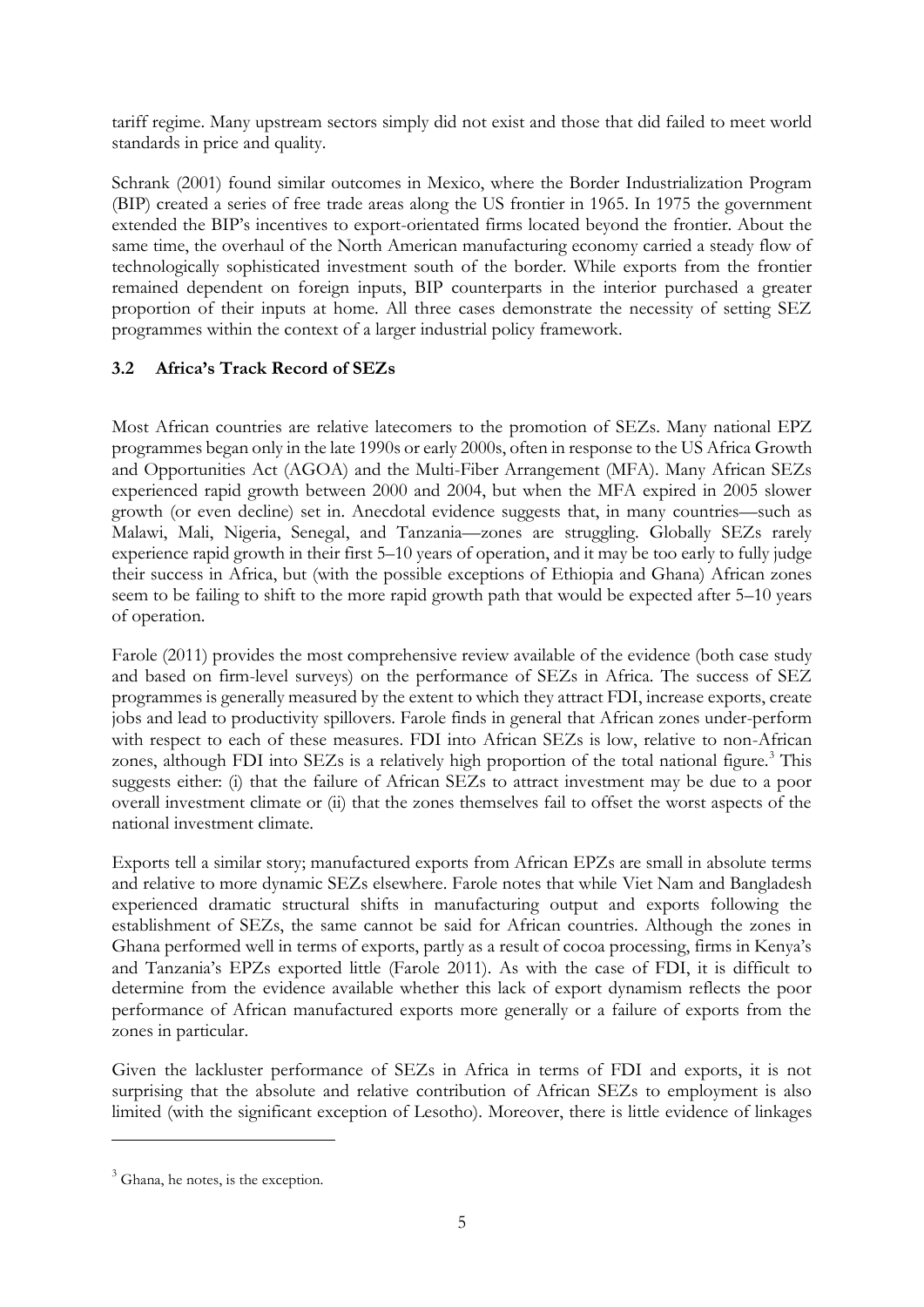tariff regime. Many upstream sectors simply did not exist and those that did failed to meet world standards in price and quality.

Schrank (2001) found similar outcomes in Mexico, where the Border Industrialization Program (BIP) created a series of free trade areas along the US frontier in 1965. In 1975 the government extended the BIP's incentives to export-orientated firms located beyond the frontier. About the same time, the overhaul of the North American manufacturing economy carried a steady flow of technologically sophisticated investment south of the border. While exports from the frontier remained dependent on foreign inputs, BIP counterparts in the interior purchased a greater proportion of their inputs at home. All three cases demonstrate the necessity of setting SEZ programmes within the context of a larger industrial policy framework.

### 3.2 Africa's Track Record of SEZs

Most African countries are relative latecomers to the promotion of SEZs. Many national EPZ programmes began only in the late 1990s or early 2000s, often in response to the US Africa Growth and Opportunities Act (AGOA) and the Multi-Fiber Arrangement (MFA). Many African SEZs experienced rapid growth between 2000 and 2004, but when the MFA expired in 2005 slower growth (or even decline) set in. Anecdotal evidence suggests that, in many countries—such as Malawi, Mali, Nigeria, Senegal, and Tanzania—zones are struggling. Globally SEZs rarely experience rapid growth in their first 5–10 years of operation, and it may be too early to fully judge their success in Africa, but (with the possible exceptions of Ethiopia and Ghana) African zones seem to be failing to shift to the more rapid growth path that would be expected after 5–10 years of operation.

Farole (2011) provides the most comprehensive review available of the evidence (both case study and based on firm-level surveys) on the performance of SEZs in Africa. The success of SEZ programmes is generally measured by the extent to which they attract FDI, increase exports, create jobs and lead to productivity spillovers. Farole finds in general that African zones under-perform with respect to each of these measures. FDI into African SEZs is low, relative to non-African zones, although FDI into SEZs is a relatively high proportion of the total national figure.[3] This suggests either: (i) that the failure of African SEZs to attract investment may be due to a poor overall investment climate or (ii) that the zones themselves fail to offset the worst aspects of the national investment climate.

Exports tell a similar story; manufactured exports from African EPZs are small in absolute terms and relative to more dynamic SEZs elsewhere. Farole notes that while Viet Nam and Bangladesh experienced dramatic structural shifts in manufacturing output and exports following the establishment of SEZs, the same cannot be said for African countries. Although the zones in Ghana performed well in terms of exports, partly as a result of cocoa processing, firms in Kenya's and Tanzania's EPZs exported little (Farole 2011). As with the case of FDI, it is difficult to determine from the evidence available whether this lack of export dynamism reflects the poor performance of African manufactured exports more generally or a failure of exports from the zones in particular.

Given the lackluster performance of SEZs in Africa in terms of FDI and exports, it is not surprising that the absolute and relative contribution of African SEZs to employment is also limited (with the significant exception of Lesotho). Moreover, there is little evidence of linkages

[3] Ghana, he notes, is the exception.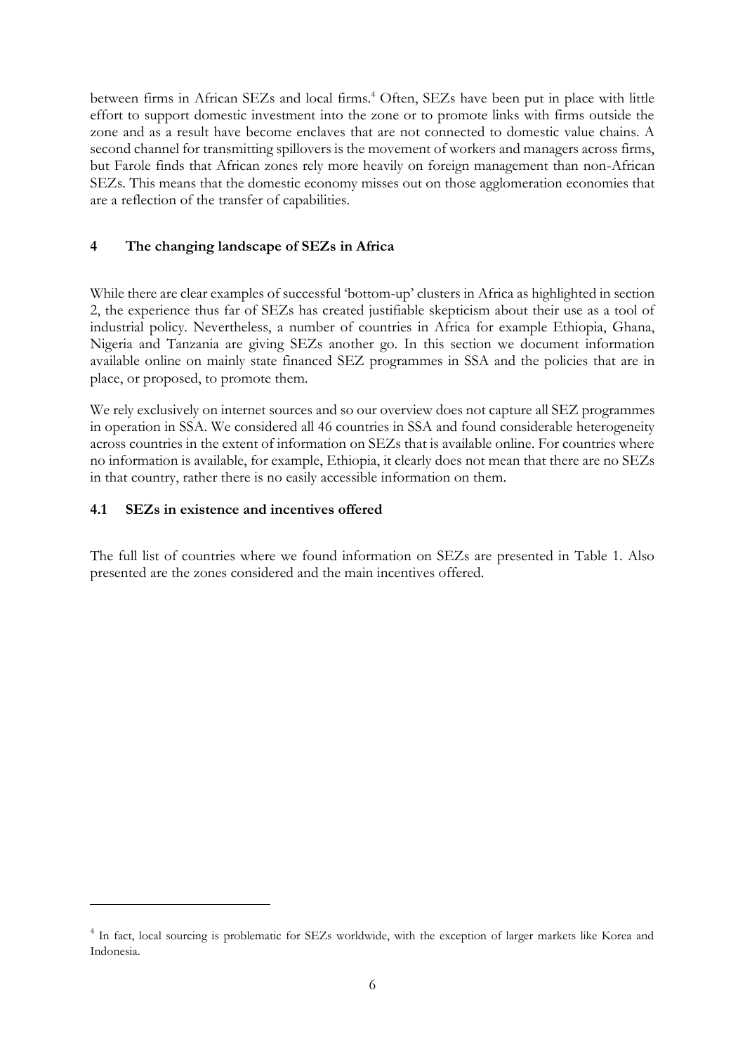between firms in African SEZs and local firms.[4] Often, SEZs have been put in place with little effort to support domestic investment into the zone or to promote links with firms outside the zone and as a result have become enclaves that are not connected to domestic value chains. A second channel for transmitting spillovers is the movement of workers and managers across firms, but Farole finds that African zones rely more heavily on foreign management than non-African SEZs. This means that the domestic economy misses out on those agglomeration economies that are a reflection of the transfer of capabilities.

## 4 The changing landscape of SEZs in Africa

While there are clear examples of successful 'bottom-up' clusters in Africa as highlighted in section 2, the experience thus far of SEZs has created justifiable skepticism about their use as a tool of industrial policy. Nevertheless, a number of countries in Africa for example Ethiopia, Ghana, Nigeria and Tanzania are giving SEZs another go. In this section we document information available online on mainly state financed SEZ programmes in SSA and the policies that are in place, or proposed, to promote them.

We rely exclusively on internet sources and so our overview does not capture all SEZ programmes in operation in SSA. We considered all 46 countries in SSA and found considerable heterogeneity across countries in the extent of information on SEZs that is available online. For countries where no information is available, for example, Ethiopia, it clearly does not mean that there are no SEZs in that country, rather there is no easily accessible information on them.

### 4.1 SEZs in existence and incentives offered

The full list of countries where we found information on SEZs are presented in Table 1. Also presented are the zones considered and the main incentives offered.

[4] In fact, local sourcing is problematic for SEZs worldwide, with the exception of larger markets like Korea and Indonesia.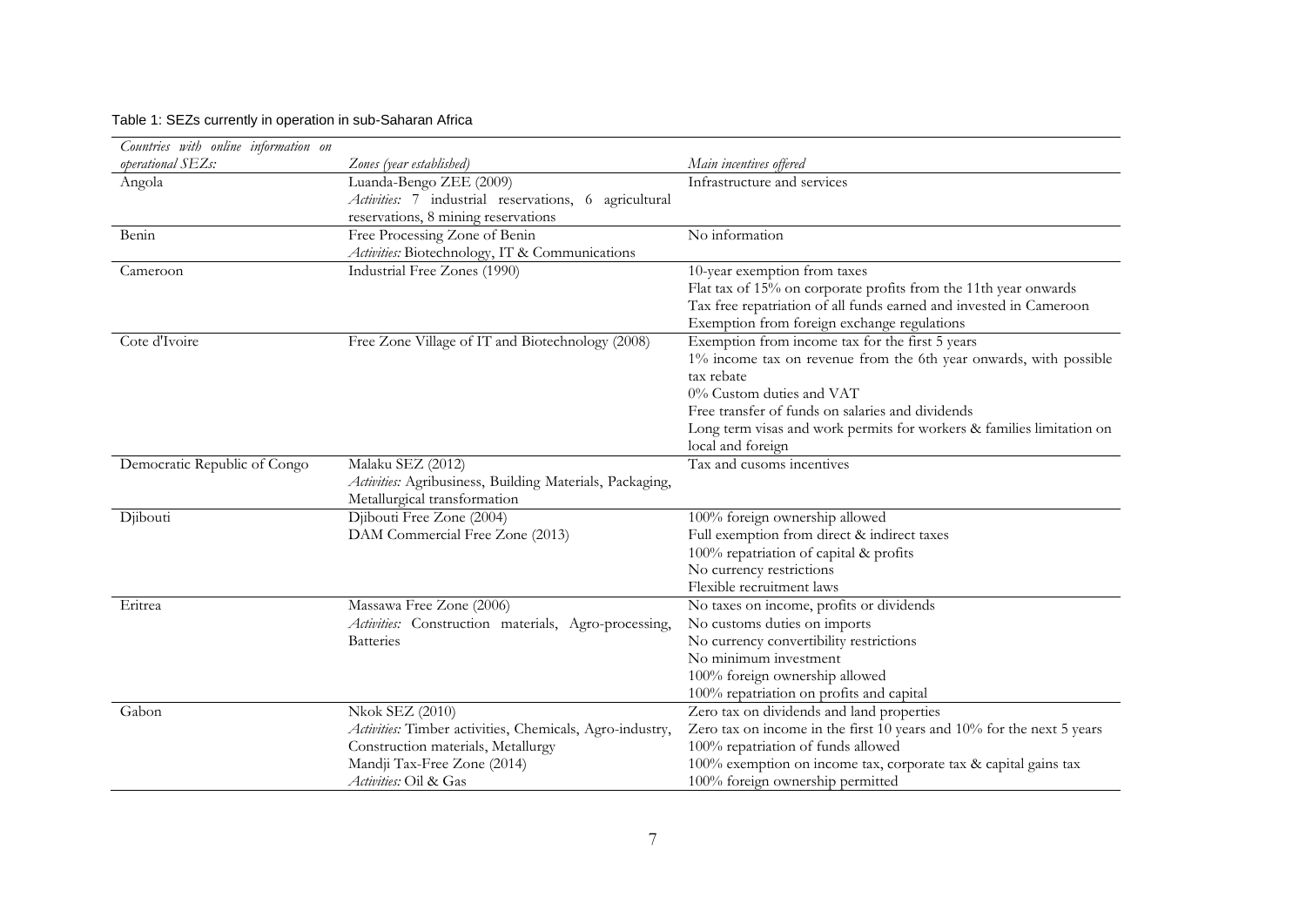Table 1: SEZs currently in operation in sub-Saharan Africa

| *Countries with online information on operational SEZs:* | *Zones (year established)* | *Main incentives offered* |
|---|---|---|
| Angola | Luanda-Bengo ZEE (2009)<br>*Activities:* 7 industrial reservations, 6 agricultural reservations, 8 mining reservations | Infrastructure and services |
| Benin | Free Processing Zone of Benin<br>*Activities:* Biotechnology, IT & Communications | No information |
| Cameroon | Industrial Free Zones (1990) | 10-year exemption from taxes<br>Flat tax of 15% on corporate profits from the 11th year onwards<br>Tax free repatriation of all funds earned and invested in Cameroon<br>Exemption from foreign exchange regulations |
| Cote d'Ivoire | Free Zone Village of IT and Biotechnology (2008) | Exemption from income tax for the first 5 years<br>1% income tax on revenue from the 6th year onwards, with possible tax rebate<br>0% Custom duties and VAT<br>Free transfer of funds on salaries and dividends<br>Long term visas and work permits for workers & families limitation on local and foreign |
| Democratic Republic of Congo | Malaku SEZ (2012)<br>*Activities:* Agribusiness, Building Materials, Packaging, Metallurgical transformation | Tax and cusoms incentives |
| Djibouti | Djibouti Free Zone (2004)<br>DAM Commercial Free Zone (2013) | 100% foreign ownership allowed<br>Full exemption from direct & indirect taxes<br>100% repatriation of capital & profits<br>No currency restrictions<br>Flexible recruitment laws |
| Eritrea | Massawa Free Zone (2006)<br>*Activities:* Construction materials, Agro-processing, Batteries | No taxes on income, profits or dividends<br>No customs duties on imports<br>No currency convertibility restrictions<br>No minimum investment<br>100% foreign ownership allowed<br>100% repatriation on profits and capital |
| Gabon | Nkok SEZ (2010)<br>*Activities:* Timber activities, Chemicals, Agro-industry, Construction materials, Metallurgy<br>Mandji Tax-Free Zone (2014)<br>*Activities:* Oil & Gas | Zero tax on dividends and land properties<br>Zero tax on income in the first 10 years and 10% for the next 5 years<br>100% repatriation of funds allowed<br>100% exemption on income tax, corporate tax & capital gains tax<br>100% foreign ownership permitted |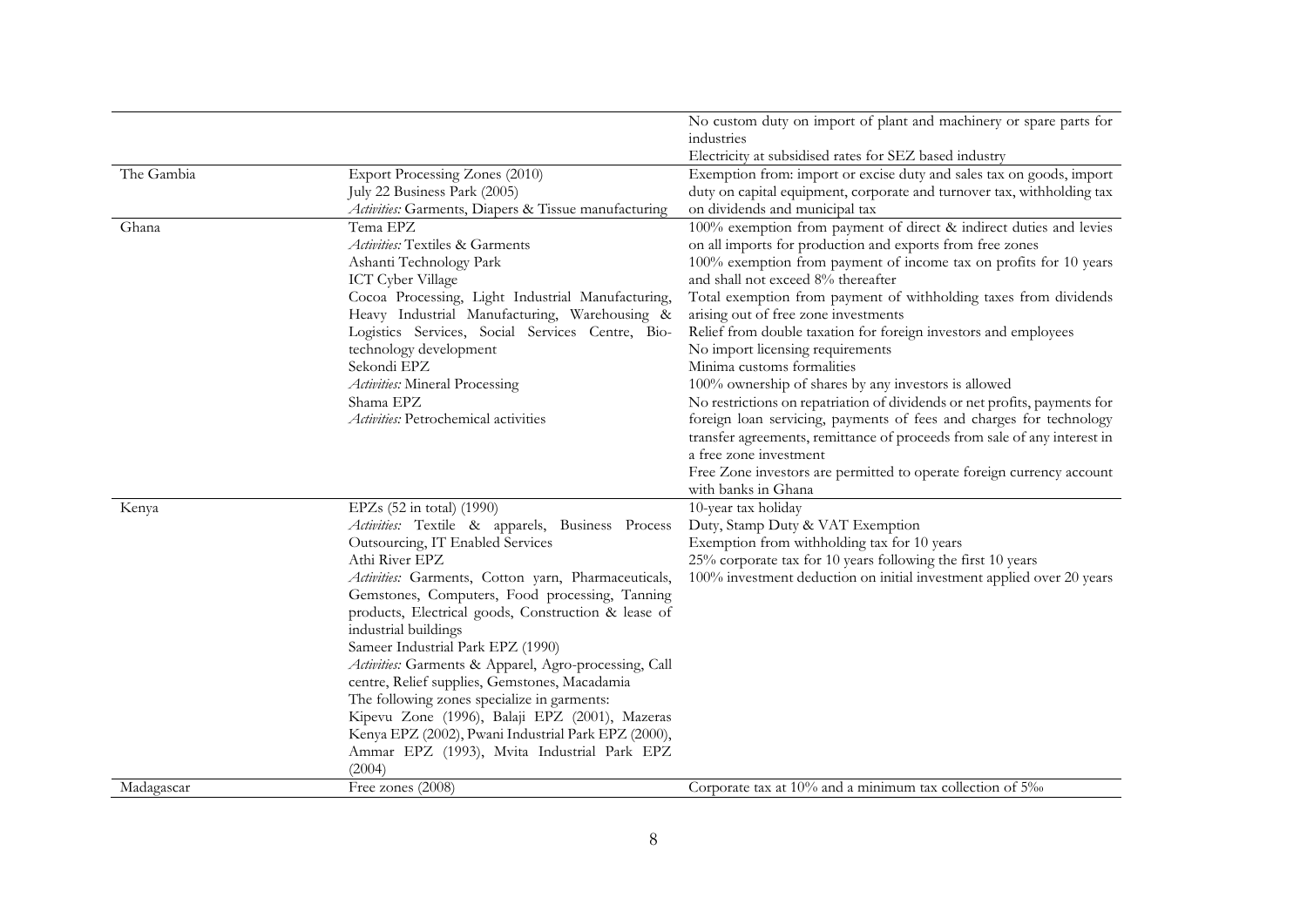| | | |
|---|---|---|
| | | No custom duty on import of plant and machinery or spare parts for industries<br>Electricity at subsidised rates for SEZ based industry |
| The Gambia | Export Processing Zones (2010)<br>July 22 Business Park (2005)<br>*Activities:* Garments, Diapers & Tissue manufacturing | Exemption from: import or excise duty and sales tax on goods, import duty on capital equipment, corporate and turnover tax, withholding tax on dividends and municipal tax |
| Ghana | Tema EPZ<br>*Activities:* Textiles & Garments<br>Ashanti Technology Park<br>ICT Cyber Village<br>Cocoa Processing, Light Industrial Manufacturing, Heavy Industrial Manufacturing, Warehousing & Logistics Services, Social Services Centre, Bio-technology development<br>Sekondi EPZ<br>*Activities:* Mineral Processing<br>Shama EPZ<br>*Activities:* Petrochemical activities | 100% exemption from payment of direct & indirect duties and levies on all imports for production and exports from free zones<br>100% exemption from payment of income tax on profits for 10 years and shall not exceed 8% thereafter<br>Total exemption from payment of withholding taxes from dividends arising out of free zone investments<br>Relief from double taxation for foreign investors and employees<br>No import licensing requirements<br>Minima customs formalities<br>100% ownership of shares by any investors is allowed<br>No restrictions on repatriation of dividends or net profits, payments for foreign loan servicing, payments of fees and charges for technology transfer agreements, remittance of proceeds from sale of any interest in a free zone investment<br>Free Zone investors are permitted to operate foreign currency account with banks in Ghana |
| Kenya | EPZs (52 in total) (1990)<br>*Activities:* Textile & apparels, Business Process Outsourcing, IT Enabled Services<br>Athi River EPZ<br>*Activities:* Garments, Cotton yarn, Pharmaceuticals, Gemstones, Computers, Food processing, Tanning products, Electrical goods, Construction & lease of industrial buildings<br>Sameer Industrial Park EPZ (1990)<br>*Activities:* Garments & Apparel, Agro-processing, Call centre, Relief supplies, Gemstones, Macadamia<br>The following zones specialize in garments:<br>Kipevu Zone (1996), Balaji EPZ (2001), Mazeras Kenya EPZ (2002), Pwani Industrial Park EPZ (2000), Ammar EPZ (1993), Mvita Industrial Park EPZ (2004) | 10-year tax holiday<br>Duty, Stamp Duty & VAT Exemption<br>Exemption from withholding tax for 10 years<br>25% corporate tax for 10 years following the first 10 years<br>100% investment deduction on initial investment applied over 20 years |
| Madagascar | Free zones (2008) | Corporate tax at 10% and a minimum tax collection of 5‰ |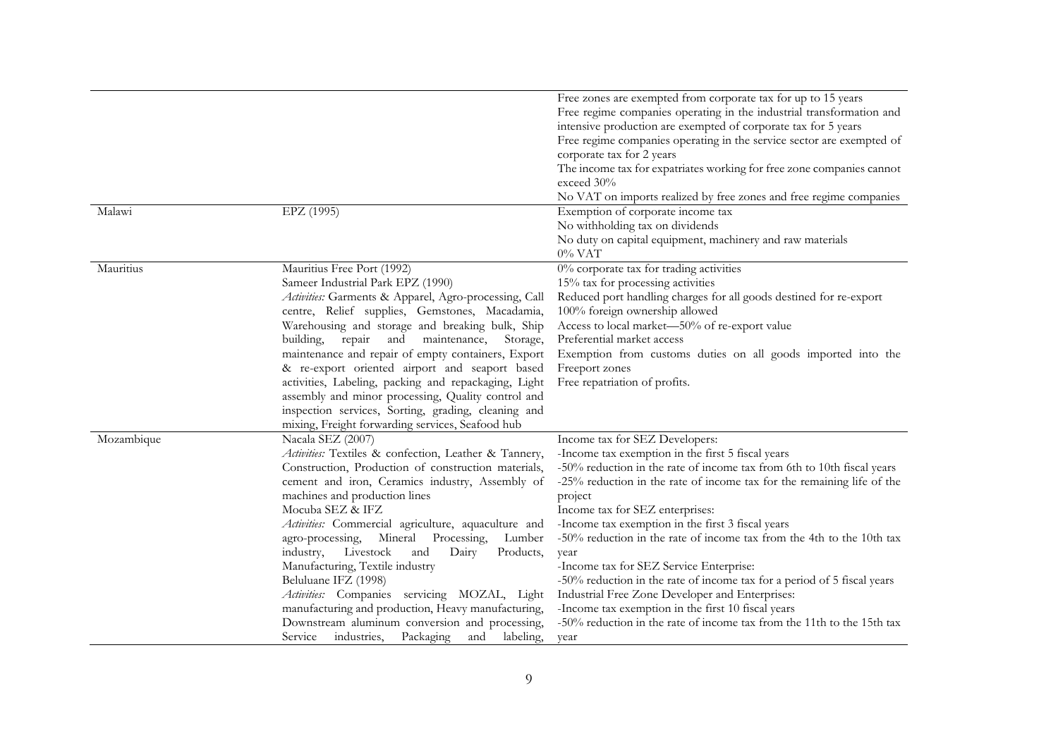| | | |
|---|---|---|
| | | Free zones are exempted from corporate tax for up to 15 years<br>Free regime companies operating in the industrial transformation and intensive production are exempted of corporate tax for 5 years<br>Free regime companies operating in the service sector are exempted of corporate tax for 2 years<br>The income tax for expatriates working for free zone companies cannot exceed 30%<br>No VAT on imports realized by free zones and free regime companies |
| Malawi | EPZ (1995) | Exemption of corporate income tax<br>No withholding tax on dividends<br>No duty on capital equipment, machinery and raw materials<br>0% VAT |
| Mauritius | Mauritius Free Port (1992)<br>Sameer Industrial Park EPZ (1990)<br>*Activities:* Garments & Apparel, Agro-processing, Call centre, Relief supplies, Gemstones, Macadamia, Warehousing and storage and breaking bulk, Ship building, repair and maintenance, Storage, maintenance and repair of empty containers, Export & re-export oriented airport and seaport based activities, Labeling, packing and repackaging, Light assembly and minor processing, Quality control and inspection services, Sorting, grading, cleaning and mixing, Freight forwarding services, Seafood hub | 0% corporate tax for trading activities<br>15% tax for processing activities<br>Reduced port handling charges for all goods destined for re-export<br>100% foreign ownership allowed<br>Access to local market—50% of re-export value<br>Preferential market access<br>Exemption from customs duties on all goods imported into the Freeport zones<br>Free repatriation of profits. |
| Mozambique | Nacala SEZ (2007)<br>*Activities:* Textiles & confection, Leather & Tannery, Construction, Production of construction materials, cement and iron, Ceramics industry, Assembly of machines and production lines<br>Mocuba SEZ & IFZ<br>*Activities:* Commercial agriculture, aquaculture and agro-processing, Mineral Processing, Lumber industry, Livestock and Dairy Products, Manufacturing, Textile industry<br>Beluluane IFZ (1998)<br>*Activities:* Companies servicing MOZAL, Light manufacturing and production, Heavy manufacturing, Downstream aluminum conversion and processing, Service industries, Packaging and labeling, | Income tax for SEZ Developers:<br>-Income tax exemption in the first 5 fiscal years<br>-50% reduction in the rate of income tax from 6th to 10th fiscal years<br>-25% reduction in the rate of income tax for the remaining life of the project<br>Income tax for SEZ enterprises:<br>-Income tax exemption in the first 3 fiscal years<br>-50% reduction in the rate of income tax from the 4th to the 10th tax year<br>-Income tax for SEZ Service Enterprise:<br>-50% reduction in the rate of income tax for a period of 5 fiscal years<br>Industrial Free Zone Developer and Enterprises:<br>-Income tax exemption in the first 10 fiscal years<br>-50% reduction in the rate of income tax from the 11th to the 15th tax year |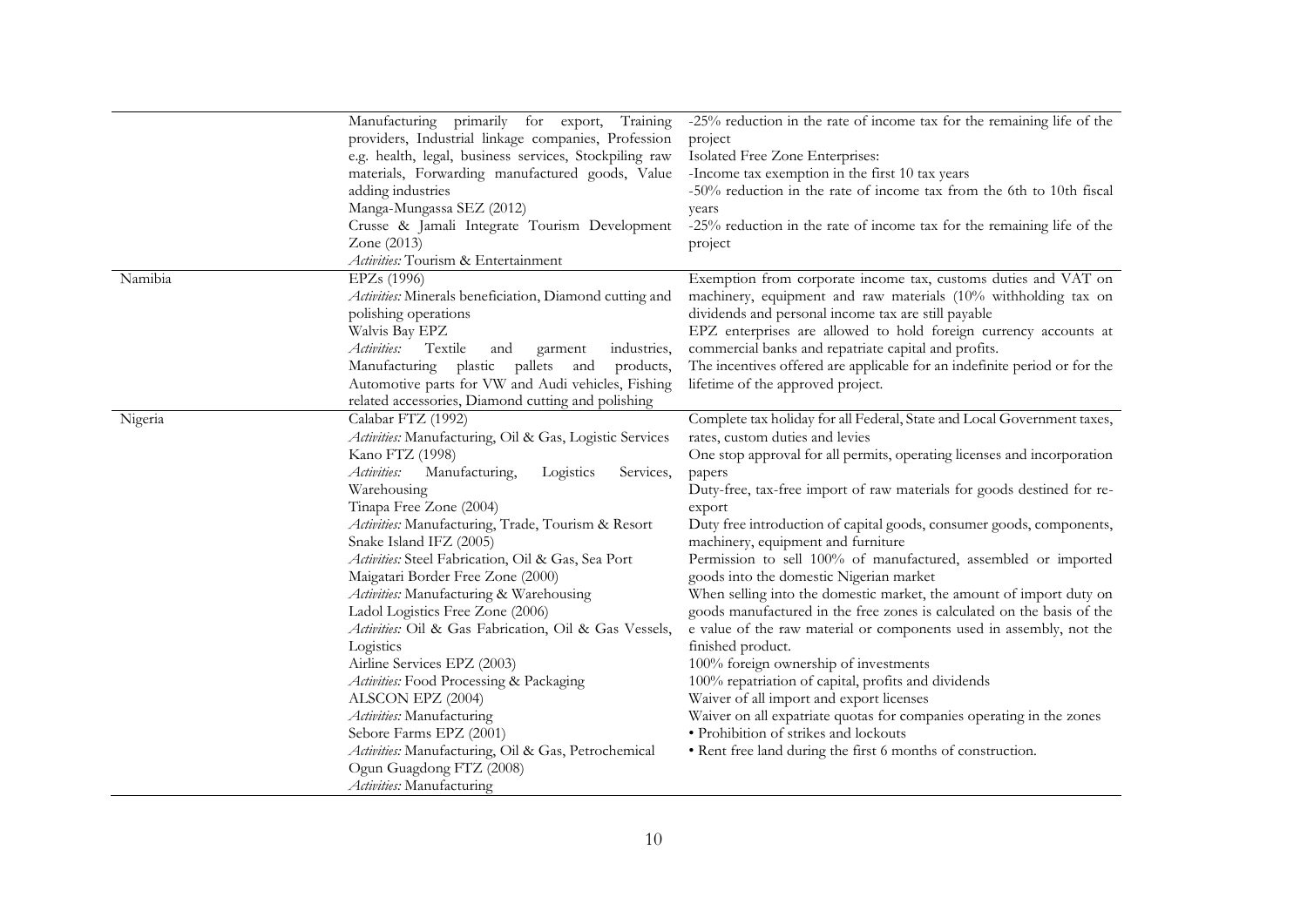| | | |
|---|---|---|
| | Manufacturing primarily for export, Training providers, Industrial linkage companies, Profession e.g. health, legal, business services, Stockpiling raw materials, Forwarding manufactured goods, Value adding industries<br>Manga-Mungassa SEZ (2012)<br>Crusse & Jamali Integrate Tourism Development Zone (2013)<br>*Activities:* Tourism & Entertainment | -25% reduction in the rate of income tax for the remaining life of the project<br>Isolated Free Zone Enterprises:<br>-Income tax exemption in the first 10 tax years<br>-50% reduction in the rate of income tax from the 6th to 10th fiscal years<br>-25% reduction in the rate of income tax for the remaining life of the project |
| Namibia | EPZs (1996)<br>*Activities:* Minerals beneficiation, Diamond cutting and polishing operations<br>Walvis Bay EPZ<br>*Activities:* Textile and garment industries, Manufacturing plastic pallets and products, Automotive parts for VW and Audi vehicles, Fishing related accessories, Diamond cutting and polishing | Exemption from corporate income tax, customs duties and VAT on machinery, equipment and raw materials (10% withholding tax on dividends and personal income tax are still payable<br>EPZ enterprises are allowed to hold foreign currency accounts at commercial banks and repatriate capital and profits.<br>The incentives offered are applicable for an indefinite period or for the lifetime of the approved project. |
| Nigeria | Calabar FTZ (1992)<br>*Activities:* Manufacturing, Oil & Gas, Logistic Services<br>Kano FTZ (1998)<br>*Activities:* Manufacturing, Logistics Services, Warehousing<br>Tinapa Free Zone (2004)<br>*Activities:* Manufacturing, Trade, Tourism & Resort<br>Snake Island IFZ (2005)<br>*Activities:* Steel Fabrication, Oil & Gas, Sea Port<br>Maigatari Border Free Zone (2000)<br>*Activities:* Manufacturing & Warehousing<br>Ladol Logistics Free Zone (2006)<br>*Activities:* Oil & Gas Fabrication, Oil & Gas Vessels, Logistics<br>Airline Services EPZ (2003)<br>*Activities:* Food Processing & Packaging<br>ALSCON EPZ (2004)<br>*Activities:* Manufacturing<br>Sebore Farms EPZ (2001)<br>*Activities:* Manufacturing, Oil & Gas, Petrochemical<br>Ogun Guagdong FTZ (2008)<br>*Activities:* Manufacturing | Complete tax holiday for all Federal, State and Local Government taxes, rates, custom duties and levies<br>One stop approval for all permits, operating licenses and incorporation papers<br>Duty-free, tax-free import of raw materials for goods destined for re-export<br>Duty free introduction of capital goods, consumer goods, components, machinery, equipment and furniture<br>Permission to sell 100% of manufactured, assembled or imported goods into the domestic Nigerian market<br>When selling into the domestic market, the amount of import duty on goods manufactured in the free zones is calculated on the basis of the e value of the raw material or components used in assembly, not the finished product.<br>100% foreign ownership of investments<br>100% repatriation of capital, profits and dividends<br>Waiver of all import and export licenses<br>Waiver on all expatriate quotas for companies operating in the zones<br>• Prohibition of strikes and lockouts<br>• Rent free land during the first 6 months of construction. |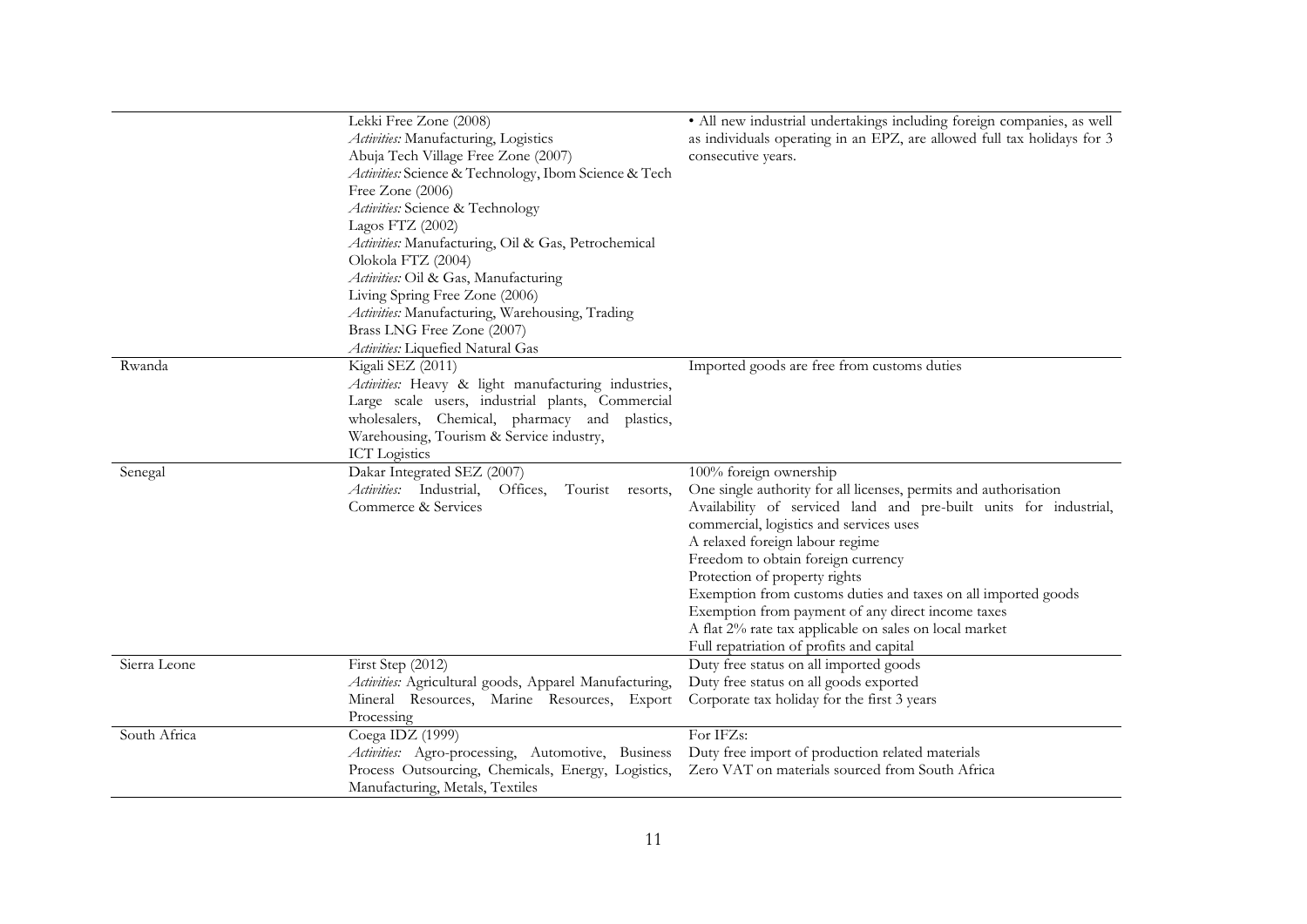| | | |
|---|---|---|
| | Lekki Free Zone (2008)<br>*Activities:* Manufacturing, Logistics<br>Abuja Tech Village Free Zone (2007)<br>*Activities:* Science & Technology, Ibom Science & Tech Free Zone (2006)<br>*Activities:* Science & Technology<br>Lagos FTZ (2002)<br>*Activities:* Manufacturing, Oil & Gas, Petrochemical<br>Olokola FTZ (2004)<br>*Activities:* Oil & Gas, Manufacturing<br>Living Spring Free Zone (2006)<br>*Activities:* Manufacturing, Warehousing, Trading<br>Brass LNG Free Zone (2007)<br>*Activities:* Liquefied Natural Gas | • All new industrial undertakings including foreign companies, as well as individuals operating in an EPZ, are allowed full tax holidays for 3 consecutive years. |
| Rwanda | Kigali SEZ (2011)<br>*Activities:* Heavy & light manufacturing industries, Large scale users, industrial plants, Commercial wholesalers, Chemical, pharmacy and plastics, Warehousing, Tourism & Service industry, ICT Logistics | Imported goods are free from customs duties |
| Senegal | Dakar Integrated SEZ (2007)<br>*Activities:* Industrial, Offices, Tourist resorts, Commerce & Services | 100% foreign ownership<br>One single authority for all licenses, permits and authorisation<br>Availability of serviced land and pre-built units for industrial, commercial, logistics and services uses<br>A relaxed foreign labour regime<br>Freedom to obtain foreign currency<br>Protection of property rights<br>Exemption from customs duties and taxes on all imported goods<br>Exemption from payment of any direct income taxes<br>A flat 2% rate tax applicable on sales on local market<br>Full repatriation of profits and capital |
| Sierra Leone | First Step (2012)<br>*Activities:* Agricultural goods, Apparel Manufacturing, Mineral Resources, Marine Resources, Export Processing | Duty free status on all imported goods<br>Duty free status on all goods exported<br>Corporate tax holiday for the first 3 years |
| South Africa | Coega IDZ (1999)<br>*Activities:* Agro-processing, Automotive, Business Process Outsourcing, Chemicals, Energy, Logistics, Manufacturing, Metals, Textiles | For IFZs:<br>Duty free import of production related materials<br>Zero VAT on materials sourced from South Africa |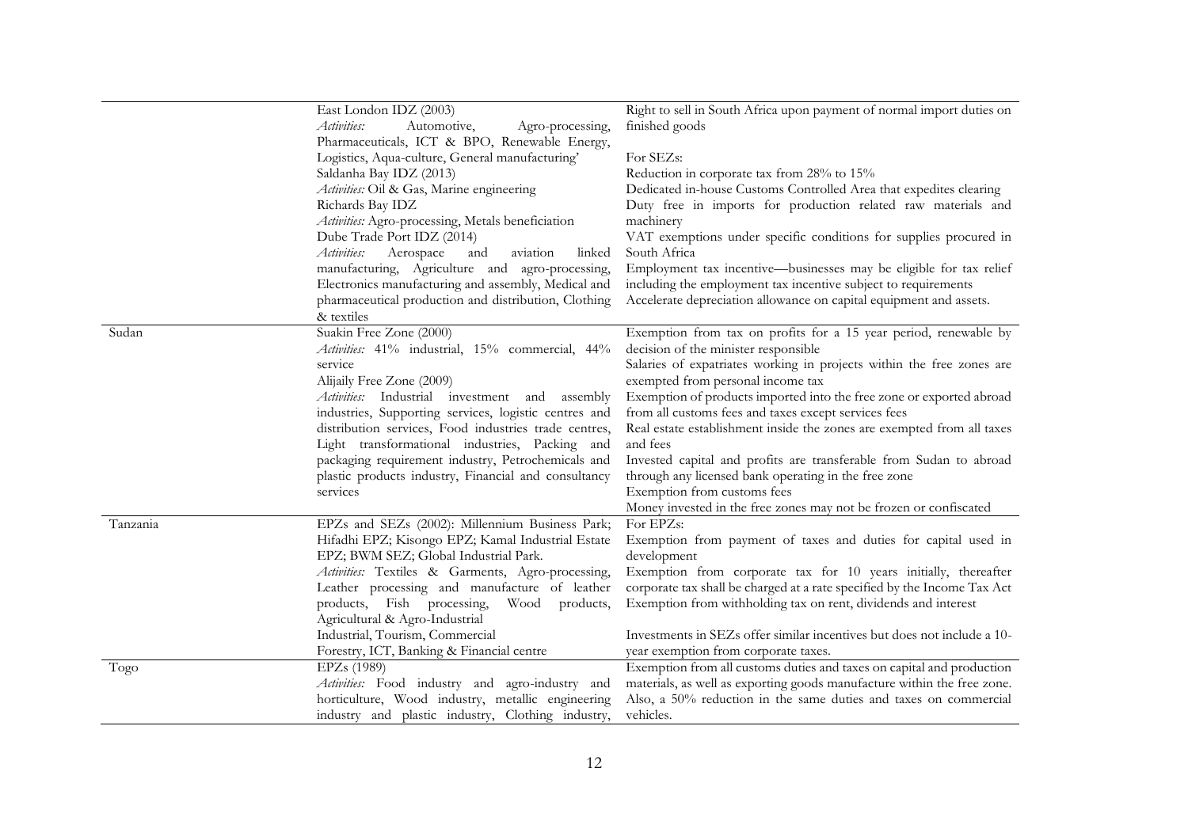| | | |
|---|---|---|
| | East London IDZ (2003)<br>*Activities:* Automotive, Agro-processing, Pharmaceuticals, ICT & BPO, Renewable Energy, Logistics, Aqua-culture, General manufacturing'<br>Saldanha Bay IDZ (2013)<br>*Activities:* Oil & Gas, Marine engineering<br>Richards Bay IDZ<br>*Activities:* Agro-processing, Metals beneficiation<br>Dube Trade Port IDZ (2014)<br>*Activities:* Aerospace and aviation linked manufacturing, Agriculture and agro-processing, Electronics manufacturing and assembly, Medical and pharmaceutical production and distribution, Clothing & textiles | Right to sell in South Africa upon payment of normal import duties on finished goods<br><br>For SEZs:<br>Reduction in corporate tax from 28% to 15%<br>Dedicated in-house Customs Controlled Area that expedites clearing<br>Duty free in imports for production related raw materials and machinery<br>VAT exemptions under specific conditions for supplies procured in South Africa<br>Employment tax incentive—businesses may be eligible for tax relief including the employment tax incentive subject to requirements<br>Accelerate depreciation allowance on capital equipment and assets. |
| Sudan | Suakin Free Zone (2000)<br>*Activities:* 41% industrial, 15% commercial, 44% service<br>Alijaily Free Zone (2009)<br>*Activities:* Industrial investment and assembly industries, Supporting services, logistic centres and distribution services, Food industries trade centres, Light transformational industries, Packing and packaging requirement industry, Petrochemicals and plastic products industry, Financial and consultancy services | Exemption from tax on profits for a 15 year period, renewable by decision of the minister responsible<br>Salaries of expatriates working in projects within the free zones are exempted from personal income tax<br>Exemption of products imported into the free zone or exported abroad from all customs fees and taxes except services fees<br>Real estate establishment inside the zones are exempted from all taxes and fees<br>Invested capital and profits are transferable from Sudan to abroad through any licensed bank operating in the free zone<br>Exemption from customs fees<br>Money invested in the free zones may not be frozen or confiscated |
| Tanzania | EPZs and SEZs (2002): Millennium Business Park; Hifadhi EPZ; Kisongo EPZ; Kamal Industrial Estate EPZ; BWM SEZ; Global Industrial Park.<br>*Activities:* Textiles & Garments, Agro-processing, Leather processing and manufacture of leather products, Fish processing, Wood products, Agricultural & Agro-Industrial<br>Industrial, Tourism, Commercial<br>Forestry, ICT, Banking & Financial centre | For EPZs:<br>Exemption from payment of taxes and duties for capital used in development<br>Exemption from corporate tax for 10 years initially, thereafter corporate tax shall be charged at a rate specified by the Income Tax Act<br>Exemption from withholding tax on rent, dividends and interest<br><br>Investments in SEZs offer similar incentives but does not include a 10-year exemption from corporate taxes. |
| Togo | EPZs (1989)<br>*Activities:* Food industry and agro-industry and horticulture, Wood industry, metallic engineering industry and plastic industry, Clothing industry, | Exemption from all customs duties and taxes on capital and production materials, as well as exporting goods manufacture within the free zone. Also, a 50% reduction in the same duties and taxes on commercial vehicles. |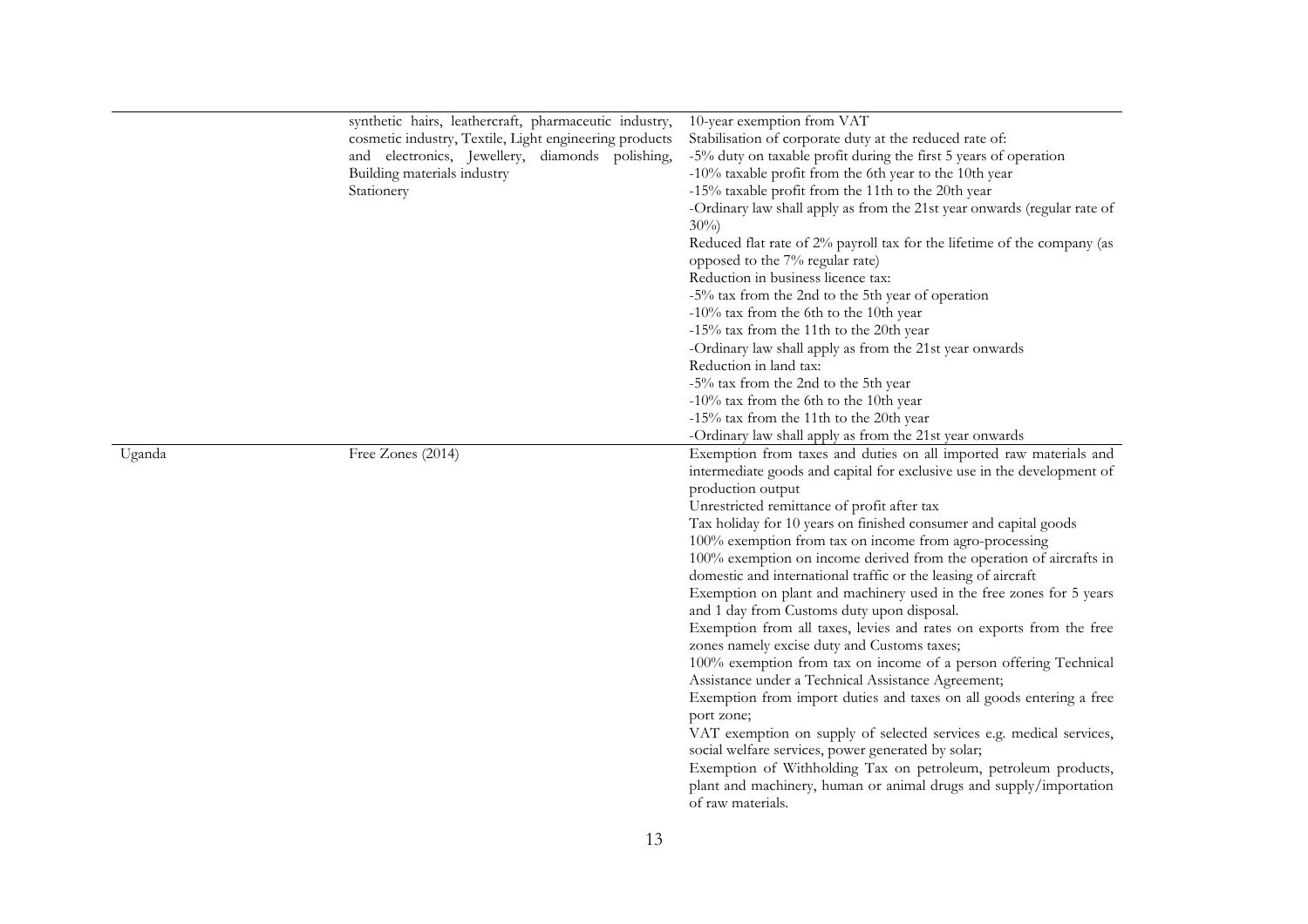| | | |
|---|---|---|
| | synthetic hairs, leathercraft, pharmaceutic industry, cosmetic industry, Textile, Light engineering products and electronics, Jewellery, diamonds polishing, Building materials industry<br>Stationery | 10-year exemption from VAT<br>Stabilisation of corporate duty at the reduced rate of:<br>-5% duty on taxable profit during the first 5 years of operation<br>-10% taxable profit from the 6th year to the 10th year<br>-15% taxable profit from the 11th to the 20th year<br>-Ordinary law shall apply as from the 21st year onwards (regular rate of 30%)<br>Reduced flat rate of 2% payroll tax for the lifetime of the company (as opposed to the 7% regular rate)<br>Reduction in business licence tax:<br>-5% tax from the 2nd to the 5th year of operation<br>-10% tax from the 6th to the 10th year<br>-15% tax from the 11th to the 20th year<br>-Ordinary law shall apply as from the 21st year onwards<br>Reduction in land tax:<br>-5% tax from the 2nd to the 5th year<br>-10% tax from the 6th to the 10th year<br>-15% tax from the 11th to the 20th year<br>-Ordinary law shall apply as from the 21st year onwards |
| Uganda | Free Zones (2014) | Exemption from taxes and duties on all imported raw materials and intermediate goods and capital for exclusive use in the development of production output<br>Unrestricted remittance of profit after tax<br>Tax holiday for 10 years on finished consumer and capital goods<br>100% exemption from tax on income from agro-processing<br>100% exemption on income derived from the operation of aircrafts in domestic and international traffic or the leasing of aircraft<br>Exemption on plant and machinery used in the free zones for 5 years and 1 day from Customs duty upon disposal.<br>Exemption from all taxes, levies and rates on exports from the free zones namely excise duty and Customs taxes;<br>100% exemption from tax on income of a person offering Technical Assistance under a Technical Assistance Agreement;<br>Exemption from import duties and taxes on all goods entering a free port zone;<br>VAT exemption on supply of selected services e.g. medical services, social welfare services, power generated by solar;<br>Exemption of Withholding Tax on petroleum, petroleum products, plant and machinery, human or animal drugs and supply/importation of raw materials. |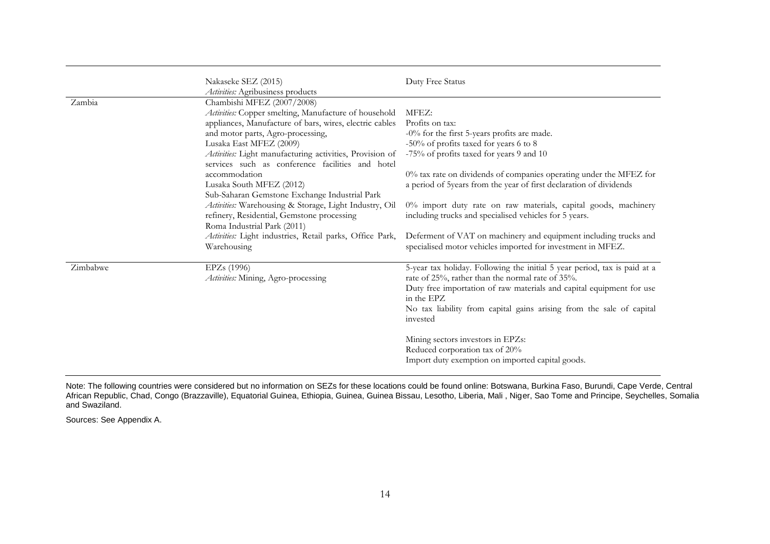| | | |
|---|---|---|
| | Nakaseke SEZ (2015)<br>*Activities:* Agribusiness products | Duty Free Status |
| Zambia | Chambishi MFEZ (2007/2008)<br>*Activities:* Copper smelting, Manufacture of household appliances, Manufacture of bars, wires, electric cables and motor parts, Agro-processing,<br>Lusaka East MFEZ (2009)<br>*Activities:* Light manufacturing activities, Provision of services such as conference facilities and hotel accommodation<br>Lusaka South MFEZ (2012)<br>Sub-Saharan Gemstone Exchange Industrial Park<br>*Activities:* Warehousing & Storage, Light Industry, Oil refinery, Residential, Gemstone processing<br>Roma Industrial Park (2011)<br>*Activities:* Light industries, Retail parks, Office Park, Warehousing | MFEZ:<br>Profits on tax:<br>-0% for the first 5-years profits are made.<br>-50% of profits taxed for years 6 to 8<br>-75% of profits taxed for years 9 and 10<br><br>0% tax rate on dividends of companies operating under the MFEZ for a period of 5years from the year of first declaration of dividends<br><br>0% import duty rate on raw materials, capital goods, machinery including trucks and specialised vehicles for 5 years.<br><br>Deferment of VAT on machinery and equipment including trucks and specialised motor vehicles imported for investment in MFEZ. |
| Zimbabwe | EPZs (1996)<br>*Activities:* Mining, Agro-processing | 5-year tax holiday. Following the initial 5 year period, tax is paid at a rate of 25%, rather than the normal rate of 35%.<br>Duty free importation of raw materials and capital equipment for use in the EPZ<br>No tax liability from capital gains arising from the sale of capital invested<br><br>Mining sectors investors in EPZs:<br>Reduced corporation tax of 20%<br>Import duty exemption on imported capital goods. |

Note: The following countries were considered but no information on SEZs for these locations could be found online: Botswana, Burkina Faso, Burundi, Cape Verde, Central African Republic, Chad, Congo (Brazzaville), Equatorial Guinea, Ethiopia, Guinea, Guinea Bissau, Lesotho, Liberia, Mali , Niger, Sao Tome and Principe, Seychelles, Somalia and Swaziland.

Sources: See Appendix A.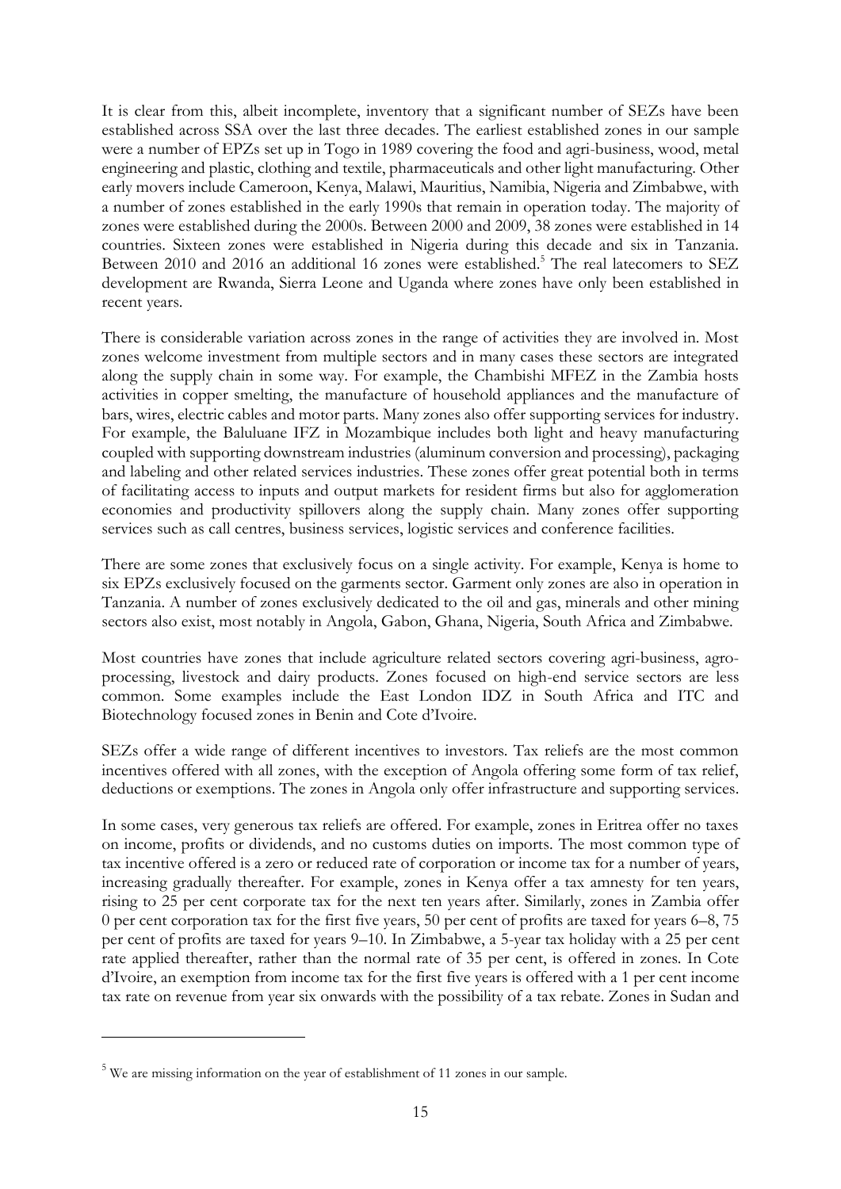It is clear from this, albeit incomplete, inventory that a significant number of SEZs have been established across SSA over the last three decades. The earliest established zones in our sample were a number of EPZs set up in Togo in 1989 covering the food and agri-business, wood, metal engineering and plastic, clothing and textile, pharmaceuticals and other light manufacturing. Other early movers include Cameroon, Kenya, Malawi, Mauritius, Namibia, Nigeria and Zimbabwe, with a number of zones established in the early 1990s that remain in operation today. The majority of zones were established during the 2000s. Between 2000 and 2009, 38 zones were established in 14 countries. Sixteen zones were established in Nigeria during this decade and six in Tanzania. Between 2010 and 2016 an additional 16 zones were established.[5] The real latecomers to SEZ development are Rwanda, Sierra Leone and Uganda where zones have only been established in recent years.

There is considerable variation across zones in the range of activities they are involved in. Most zones welcome investment from multiple sectors and in many cases these sectors are integrated along the supply chain in some way. For example, the Chambishi MFEZ in the Zambia hosts activities in copper smelting, the manufacture of household appliances and the manufacture of bars, wires, electric cables and motor parts. Many zones also offer supporting services for industry. For example, the Baluluane IFZ in Mozambique includes both light and heavy manufacturing coupled with supporting downstream industries (aluminum conversion and processing), packaging and labeling and other related services industries. These zones offer great potential both in terms of facilitating access to inputs and output markets for resident firms but also for agglomeration economies and productivity spillovers along the supply chain. Many zones offer supporting services such as call centres, business services, logistic services and conference facilities.

There are some zones that exclusively focus on a single activity. For example, Kenya is home to six EPZs exclusively focused on the garments sector. Garment only zones are also in operation in Tanzania. A number of zones exclusively dedicated to the oil and gas, minerals and other mining sectors also exist, most notably in Angola, Gabon, Ghana, Nigeria, South Africa and Zimbabwe.

Most countries have zones that include agriculture related sectors covering agri-business, agro-processing, livestock and dairy products. Zones focused on high-end service sectors are less common. Some examples include the East London IDZ in South Africa and ITC and Biotechnology focused zones in Benin and Cote d'Ivoire.

SEZs offer a wide range of different incentives to investors. Tax reliefs are the most common incentives offered with all zones, with the exception of Angola offering some form of tax relief, deductions or exemptions. The zones in Angola only offer infrastructure and supporting services.

In some cases, very generous tax reliefs are offered. For example, zones in Eritrea offer no taxes on income, profits or dividends, and no customs duties on imports. The most common type of tax incentive offered is a zero or reduced rate of corporation or income tax for a number of years, increasing gradually thereafter. For example, zones in Kenya offer a tax amnesty for ten years, rising to 25 per cent corporate tax for the next ten years after. Similarly, zones in Zambia offer 0 per cent corporation tax for the first five years, 50 per cent of profits are taxed for years 6–8, 75 per cent of profits are taxed for years 9–10. In Zimbabwe, a 5-year tax holiday with a 25 per cent rate applied thereafter, rather than the normal rate of 35 per cent, is offered in zones. In Cote d'Ivoire, an exemption from income tax for the first five years is offered with a 1 per cent income tax rate on revenue from year six onwards with the possibility of a tax rebate. Zones in Sudan and

[5] We are missing information on the year of establishment of 11 zones in our sample.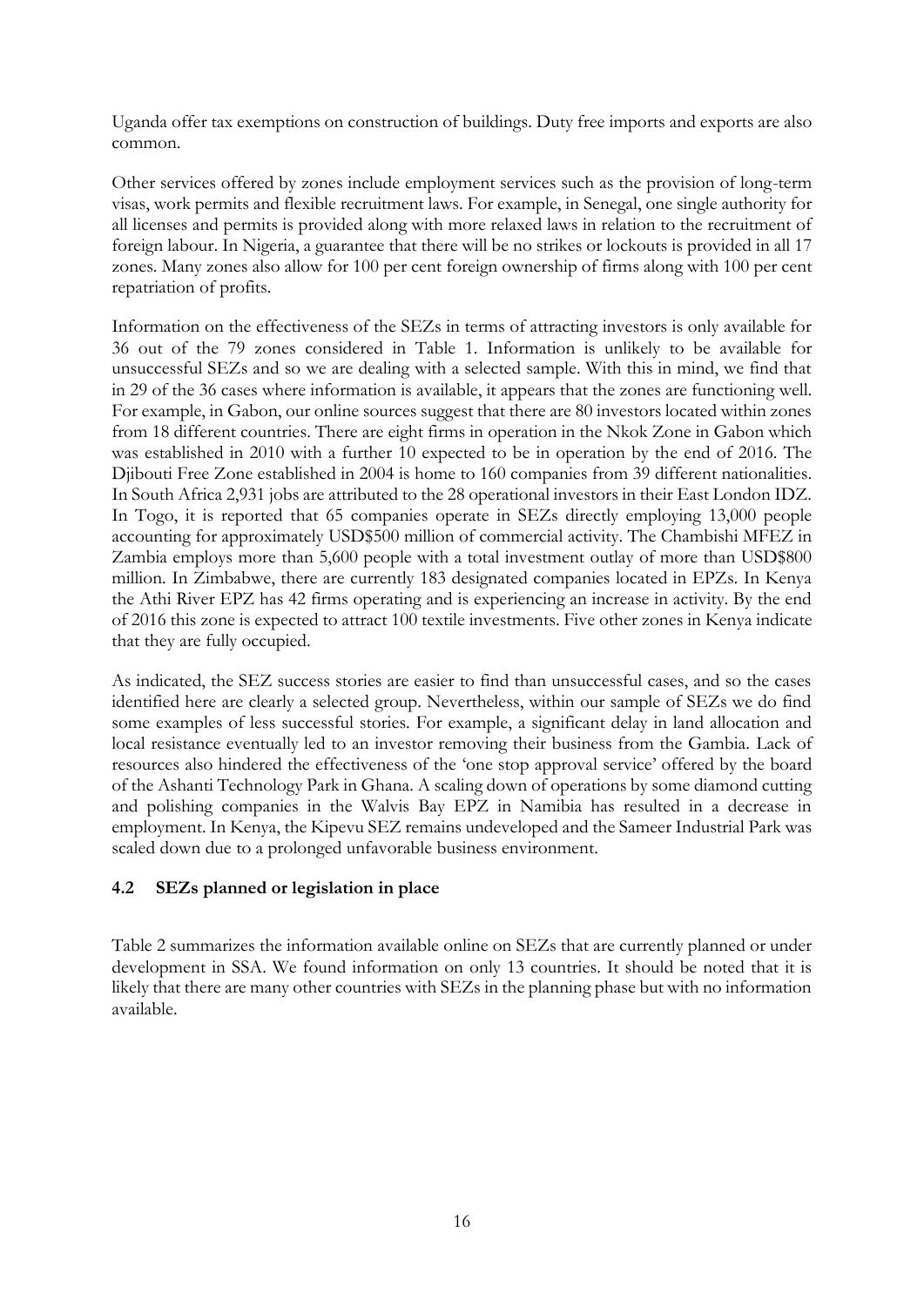Uganda offer tax exemptions on construction of buildings. Duty free imports and exports are also common.

Other services offered by zones include employment services such as the provision of long-term visas, work permits and flexible recruitment laws. For example, in Senegal, one single authority for all licenses and permits is provided along with more relaxed laws in relation to the recruitment of foreign labour. In Nigeria, a guarantee that there will be no strikes or lockouts is provided in all 17 zones. Many zones also allow for 100 per cent foreign ownership of firms along with 100 per cent repatriation of profits.

Information on the effectiveness of the SEZs in terms of attracting investors is only available for 36 out of the 79 zones considered in Table 1. Information is unlikely to be available for unsuccessful SEZs and so we are dealing with a selected sample. With this in mind, we find that in 29 of the 36 cases where information is available, it appears that the zones are functioning well. For example, in Gabon, our online sources suggest that there are 80 investors located within zones from 18 different countries. There are eight firms in operation in the Nkok Zone in Gabon which was established in 2010 with a further 10 expected to be in operation by the end of 2016. The Djibouti Free Zone established in 2004 is home to 160 companies from 39 different nationalities. In South Africa 2,931 jobs are attributed to the 28 operational investors in their East London IDZ. In Togo, it is reported that 65 companies operate in SEZs directly employing 13,000 people accounting for approximately USD$500 million of commercial activity. The Chambishi MFEZ in Zambia employs more than 5,600 people with a total investment outlay of more than USD$800 million. In Zimbabwe, there are currently 183 designated companies located in EPZs. In Kenya the Athi River EPZ has 42 firms operating and is experiencing an increase in activity. By the end of 2016 this zone is expected to attract 100 textile investments. Five other zones in Kenya indicate that they are fully occupied.

As indicated, the SEZ success stories are easier to find than unsuccessful cases, and so the cases identified here are clearly a selected group. Nevertheless, within our sample of SEZs we do find some examples of less successful stories. For example, a significant delay in land allocation and local resistance eventually led to an investor removing their business from the Gambia. Lack of resources also hindered the effectiveness of the 'one stop approval service' offered by the board of the Ashanti Technology Park in Ghana. A scaling down of operations by some diamond cutting and polishing companies in the Walvis Bay EPZ in Namibia has resulted in a decrease in employment. In Kenya, the Kipevu SEZ remains undeveloped and the Sameer Industrial Park was scaled down due to a prolonged unfavorable business environment.

### 4.2 SEZs planned or legislation in place

Table 2 summarizes the information available online on SEZs that are currently planned or under development in SSA. We found information on only 13 countries. It should be noted that it is likely that there are many other countries with SEZs in the planning phase but with no information available.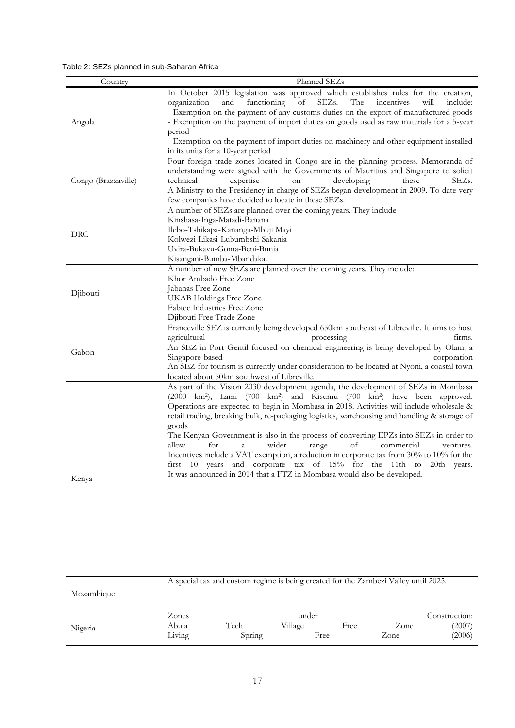Table 2: SEZs planned in sub-Saharan Africa

| Country | Planned SEZs |
| --- | --- |
| Angola | In October 2015 legislation was approved which establishes rules for the creation, organization and functioning of SEZs. The incentives will include:<br>- Exemption on the payment of any customs duties on the export of manufactured goods<br>- Exemption on the payment of import duties on goods used as raw materials for a 5-year period<br>- Exemption on the payment of import duties on machinery and other equipment installed in its units for a 10-year period |
| Congo (Brazzaville) | Four foreign trade zones located in Congo are in the planning process. Memoranda of understanding were signed with the Governments of Mauritius and Singapore to solicit technical expertise on developing these SEZs.<br>A Ministry to the Presidency in charge of SEZs began development in 2009. To date very few companies have decided to locate in these SEZs. |
| DRC | A number of SEZs are planned over the coming years. They include<br>Kinshasa-Inga-Matadi-Banana<br>Ilebo-Tshikapa-Kananga-Mbuji Mayi<br>Kolwezi-Likasi-Lubumbshi-Sakania<br>Uvira-Bukavu-Goma-Beni-Bunia<br>Kisangani-Bumba-Mbandaka. |
| Djibouti | A number of new SEZs are planned over the coming years. They include:<br>Khor Ambado Free Zone<br>Jabanas Free Zone<br>UKAB Holdings Free Zone<br>Fabtec Industries Free Zone<br>Djibouti Free Trade Zone |
| Gabon | Franceville SEZ is currently being developed 650km southeast of Libreville. It aims to host agricultural processing firms.<br>An SEZ in Port Gentil focused on chemical engineering is being developed by Olam, a Singapore-based corporation<br>An SEZ for tourism is currently under consideration to be located at Nyoni, a coastal town located about 50km southwest of Libreville. |
| Kenya | As part of the Vision 2030 development agenda, the development of SEZs in Mombasa (2000 km²), Lami (700 km²) and Kisumu (700 km²) have been approved. Operations are expected to begin in Mombasa in 2018. Activities will include wholesale & retail trading, breaking bulk, re-packaging logistics, warehousing and handling & storage of goods<br>The Kenyan Government is also in the process of converting EPZs into SEZs in order to allow for a wider range of commercial ventures.<br>Incentives include a VAT exemption, a reduction in corporate tax from 30% to 10% for the first 10 years and corporate tax of 15% for the 11th to 20th years.<br>It was announced in 2014 that a FTZ in Mombasa would also be developed. |
| Mozambique | A special tax and custom regime is being created for the Zambezi Valley until 2025. |
| Nigeria | Zones under Construction:<br>Abuja Tech Village Free Zone (2007)<br>Living Spring Free Zone (2006) |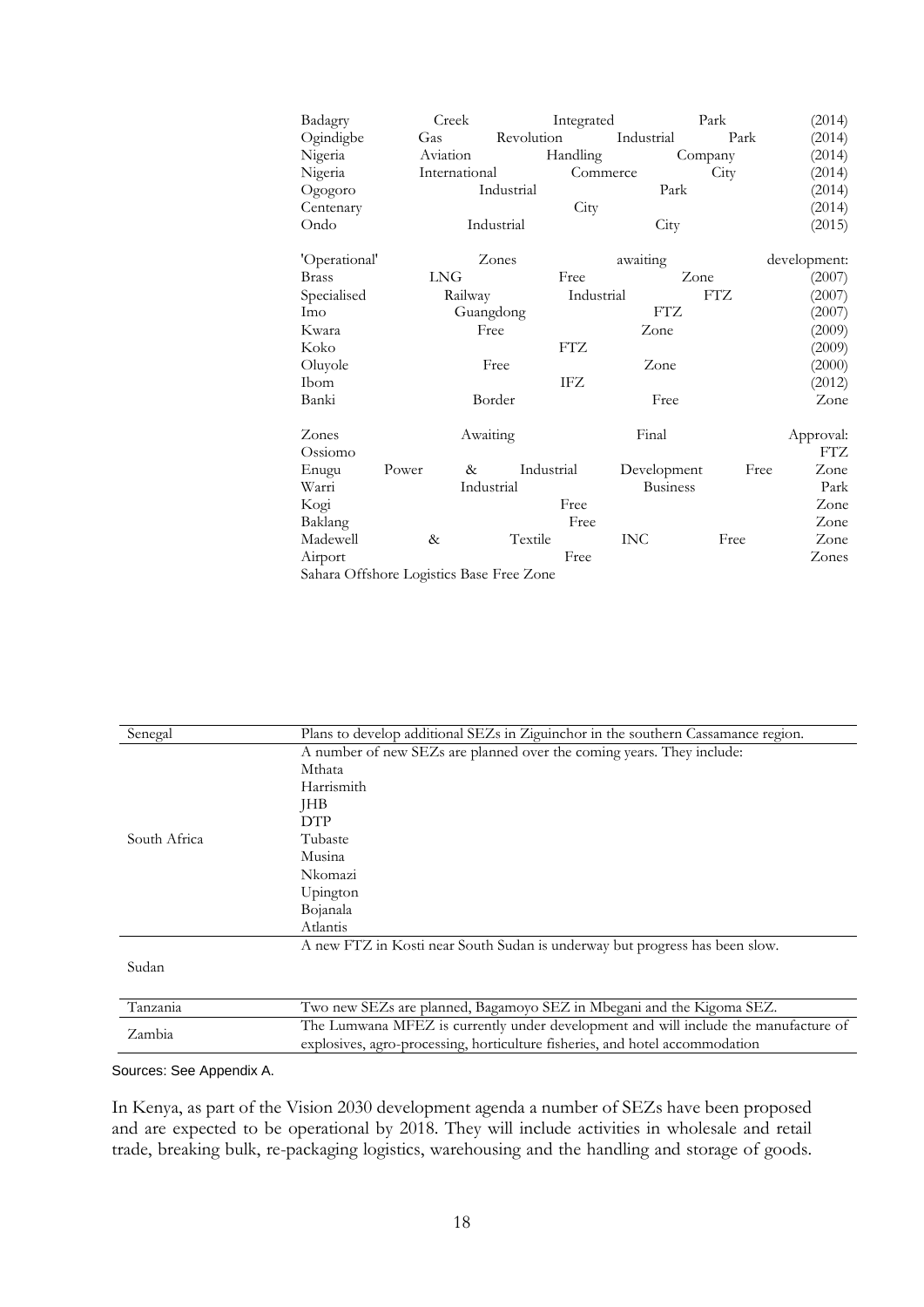| | |
|---|---|
| | Badagry Creek Integrated Park (2014) |
| | Ogindigbe Gas Revolution Industrial Park (2014) |
| | Nigeria Aviation Handling Company (2014) |
| | Nigeria International Commerce City (2014) |
| | Ogogoro Industrial Park (2014) |
| | Centenary City (2014) |
| | Ondo Industrial City (2015) |
| | 'Operational' Zones awaiting development: |
| | Brass LNG Free Zone (2007) |
| | Specialised Railway Industrial FTZ (2007) |
| | Imo Guangdong FTZ (2007) |
| | Kwara Free Zone (2009) |
| | Koko FTZ (2009) |
| | Oluyole Free Zone (2000) |
| | Ibom IFZ (2012) |
| | Banki Border Free Zone |
| | Zones Awaiting Final Approval: |
| | Ossiomo FTZ |
| | Enugu Power & Industrial Development Free Zone |
| | Warri Industrial Business Park |
| | Kogi Free Zone |
| | Baklang Free Zone |
| | Madewell & Textile INC Free Zone |
| | Airport Free Zones |
| | Sahara Offshore Logistics Base Free Zone |
| Senegal | Plans to develop additional SEZs in Ziguinchor in the southern Cassamance region. |
| South Africa | A number of new SEZs are planned over the coming years. They include:<br>Mthata<br>Harrismith<br>JHB<br>DTP<br>Tubaste<br>Musina<br>Nkomazi<br>Upington<br>Bojanala<br>Atlantis |
| Sudan | A new FTZ in Kosti near South Sudan is underway but progress has been slow. |
| Tanzania | Two new SEZs are planned, Bagamoyo SEZ in Mbegani and the Kigoma SEZ. |
| Zambia | The Lumwana MFEZ is currently under development and will include the manufacture of explosives, agro-processing, horticulture fisheries, and hotel accommodation |

Sources: See Appendix A.

In Kenya, as part of the Vision 2030 development agenda a number of SEZs have been proposed and are expected to be operational by 2018. They will include activities in wholesale and retail trade, breaking bulk, re-packaging logistics, warehousing and the handling and storage of goods.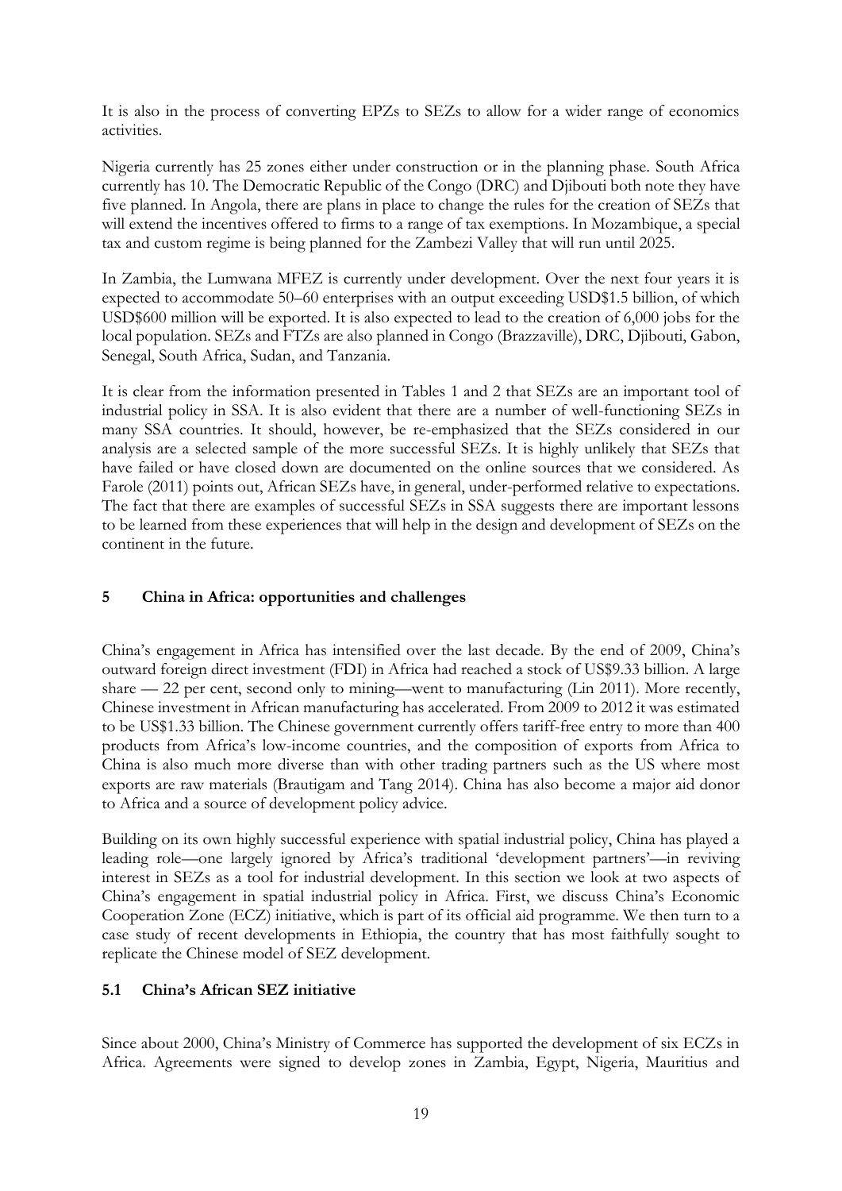It is also in the process of converting EPZs to SEZs to allow for a wider range of economics activities.

Nigeria currently has 25 zones either under construction or in the planning phase. South Africa currently has 10. The Democratic Republic of the Congo (DRC) and Djibouti both note they have five planned. In Angola, there are plans in place to change the rules for the creation of SEZs that will extend the incentives offered to firms to a range of tax exemptions. In Mozambique, a special tax and custom regime is being planned for the Zambezi Valley that will run until 2025.

In Zambia, the Lumwana MFEZ is currently under development. Over the next four years it is expected to accommodate 50–60 enterprises with an output exceeding USD$1.5 billion, of which USD$600 million will be exported. It is also expected to lead to the creation of 6,000 jobs for the local population. SEZs and FTZs are also planned in Congo (Brazzaville), DRC, Djibouti, Gabon, Senegal, South Africa, Sudan, and Tanzania.

It is clear from the information presented in Tables 1 and 2 that SEZs are an important tool of industrial policy in SSA. It is also evident that there are a number of well-functioning SEZs in many SSA countries. It should, however, be re-emphasized that the SEZs considered in our analysis are a selected sample of the more successful SEZs. It is highly unlikely that SEZs that have failed or have closed down are documented on the online sources that we considered. As Farole (2011) points out, African SEZs have, in general, under-performed relative to expectations. The fact that there are examples of successful SEZs in SSA suggests there are important lessons to be learned from these experiences that will help in the design and development of SEZs on the continent in the future.

## 5 China in Africa: opportunities and challenges

China's engagement in Africa has intensified over the last decade. By the end of 2009, China's outward foreign direct investment (FDI) in Africa had reached a stock of US$9.33 billion. A large share — 22 per cent, second only to mining—went to manufacturing (Lin 2011). More recently, Chinese investment in African manufacturing has accelerated. From 2009 to 2012 it was estimated to be US$1.33 billion. The Chinese government currently offers tariff-free entry to more than 400 products from Africa's low-income countries, and the composition of exports from Africa to China is also much more diverse than with other trading partners such as the US where most exports are raw materials (Brautigam and Tang 2014). China has also become a major aid donor to Africa and a source of development policy advice.

Building on its own highly successful experience with spatial industrial policy, China has played a leading role—one largely ignored by Africa's traditional 'development partners'—in reviving interest in SEZs as a tool for industrial development. In this section we look at two aspects of China's engagement in spatial industrial policy in Africa. First, we discuss China's Economic Cooperation Zone (ECZ) initiative, which is part of its official aid programme. We then turn to a case study of recent developments in Ethiopia, the country that has most faithfully sought to replicate the Chinese model of SEZ development.

### 5.1 China's African SEZ initiative

Since about 2000, China's Ministry of Commerce has supported the development of six ECZs in Africa. Agreements were signed to develop zones in Zambia, Egypt, Nigeria, Mauritius and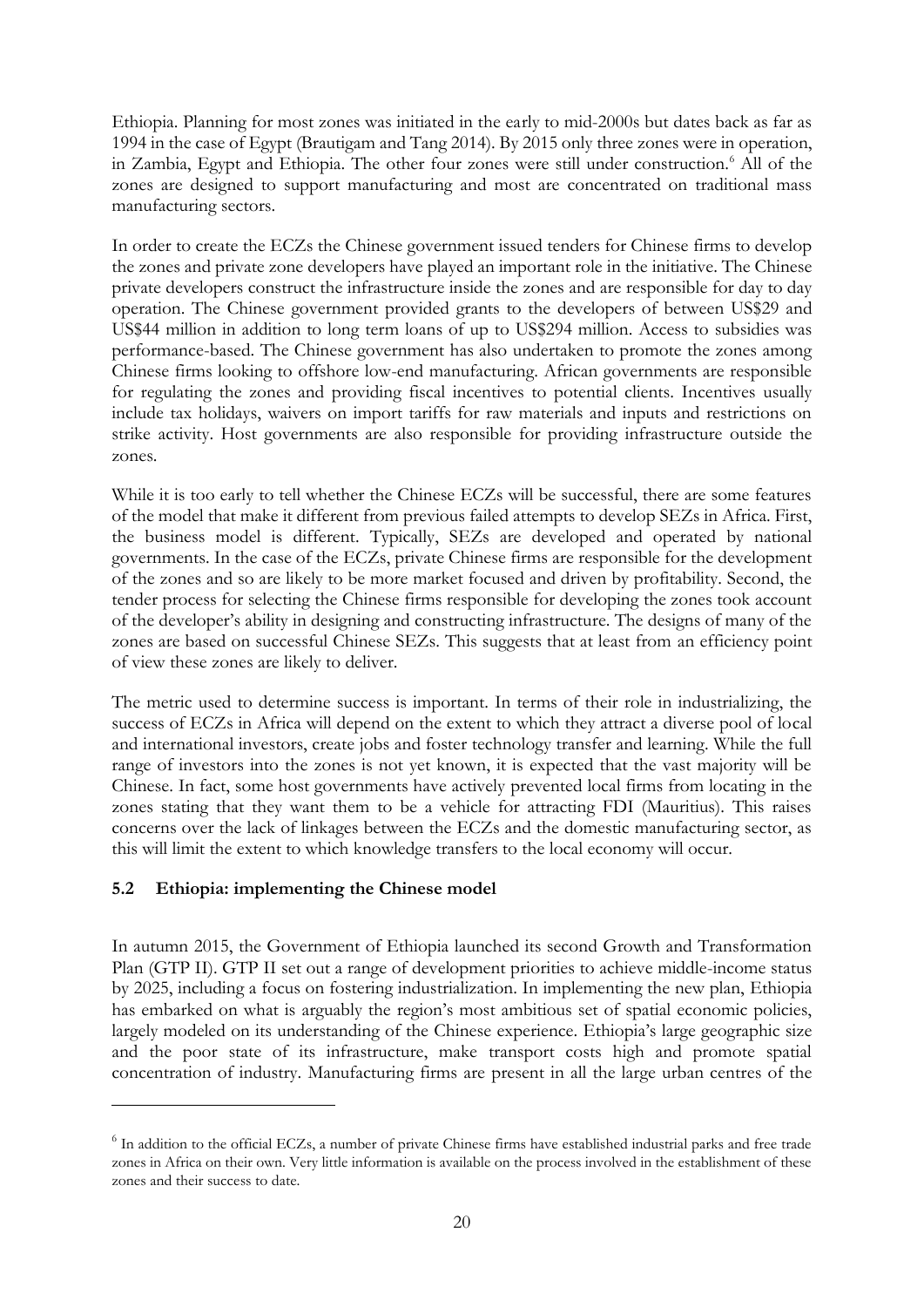Ethiopia. Planning for most zones was initiated in the early to mid-2000s but dates back as far as 1994 in the case of Egypt (Brautigam and Tang 2014). By 2015 only three zones were in operation, in Zambia, Egypt and Ethiopia. The other four zones were still under construction.[6] All of the zones are designed to support manufacturing and most are concentrated on traditional mass manufacturing sectors.

In order to create the ECZs the Chinese government issued tenders for Chinese firms to develop the zones and private zone developers have played an important role in the initiative. The Chinese private developers construct the infrastructure inside the zones and are responsible for day to day operation. The Chinese government provided grants to the developers of between US$29 and US$44 million in addition to long term loans of up to US$294 million. Access to subsidies was performance-based. The Chinese government has also undertaken to promote the zones among Chinese firms looking to offshore low-end manufacturing. African governments are responsible for regulating the zones and providing fiscal incentives to potential clients. Incentives usually include tax holidays, waivers on import tariffs for raw materials and inputs and restrictions on strike activity. Host governments are also responsible for providing infrastructure outside the zones.

While it is too early to tell whether the Chinese ECZs will be successful, there are some features of the model that make it different from previous failed attempts to develop SEZs in Africa. First, the business model is different. Typically, SEZs are developed and operated by national governments. In the case of the ECZs, private Chinese firms are responsible for the development of the zones and so are likely to be more market focused and driven by profitability. Second, the tender process for selecting the Chinese firms responsible for developing the zones took account of the developer's ability in designing and constructing infrastructure. The designs of many of the zones are based on successful Chinese SEZs. This suggests that at least from an efficiency point of view these zones are likely to deliver.

The metric used to determine success is important. In terms of their role in industrializing, the success of ECZs in Africa will depend on the extent to which they attract a diverse pool of local and international investors, create jobs and foster technology transfer and learning. While the full range of investors into the zones is not yet known, it is expected that the vast majority will be Chinese. In fact, some host governments have actively prevented local firms from locating in the zones stating that they want them to be a vehicle for attracting FDI (Mauritius). This raises concerns over the lack of linkages between the ECZs and the domestic manufacturing sector, as this will limit the extent to which knowledge transfers to the local economy will occur.

### 5.2 Ethiopia: implementing the Chinese model

In autumn 2015, the Government of Ethiopia launched its second Growth and Transformation Plan (GTP II). GTP II set out a range of development priorities to achieve middle-income status by 2025, including a focus on fostering industrialization. In implementing the new plan, Ethiopia has embarked on what is arguably the region's most ambitious set of spatial economic policies, largely modeled on its understanding of the Chinese experience. Ethiopia's large geographic size and the poor state of its infrastructure, make transport costs high and promote spatial concentration of industry. Manufacturing firms are present in all the large urban centres of the

[6] In addition to the official ECZs, a number of private Chinese firms have established industrial parks and free trade zones in Africa on their own. Very little information is available on the process involved in the establishment of these zones and their success to date.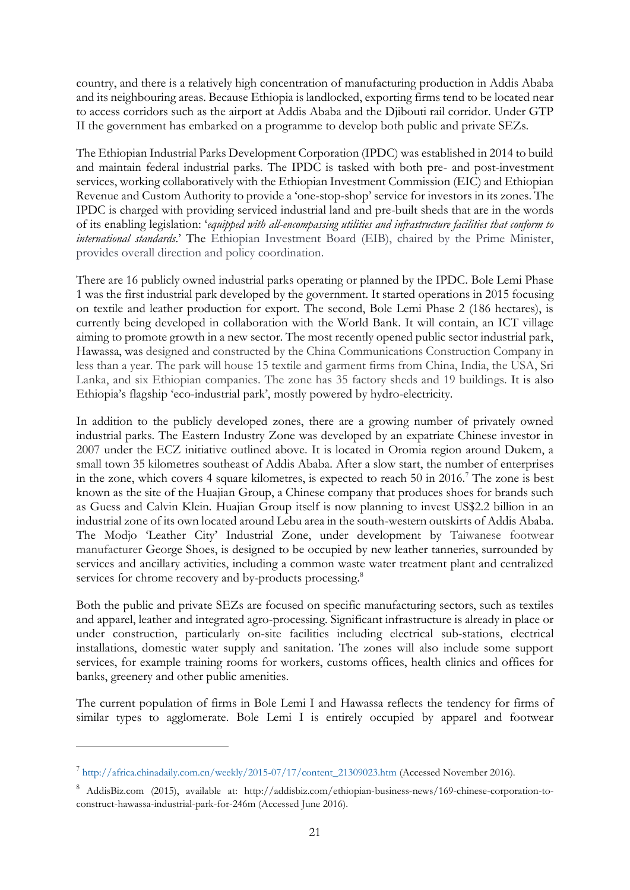country, and there is a relatively high concentration of manufacturing production in Addis Ababa and its neighbouring areas. Because Ethiopia is landlocked, exporting firms tend to be located near to access corridors such as the airport at Addis Ababa and the Djibouti rail corridor. Under GTP II the government has embarked on a programme to develop both public and private SEZs.

The Ethiopian Industrial Parks Development Corporation (IPDC) was established in 2014 to build and maintain federal industrial parks. The IPDC is tasked with both pre- and post-investment services, working collaboratively with the Ethiopian Investment Commission (EIC) and Ethiopian Revenue and Custom Authority to provide a 'one-stop-shop' service for investors in its zones. The IPDC is charged with providing serviced industrial land and pre-built sheds that are in the words of its enabling legislation: '*equipped with all-encompassing utilities and infrastructure facilities that conform to international standards*.' The Ethiopian Investment Board (EIB), chaired by the Prime Minister, provides overall direction and policy coordination.

There are 16 publicly owned industrial parks operating or planned by the IPDC. Bole Lemi Phase 1 was the first industrial park developed by the government. It started operations in 2015 focusing on textile and leather production for export. The second, Bole Lemi Phase 2 (186 hectares), is currently being developed in collaboration with the World Bank. It will contain, an ICT village aiming to promote growth in a new sector. The most recently opened public sector industrial park, Hawassa, was designed and constructed by the China Communications Construction Company in less than a year. The park will house 15 textile and garment firms from China, India, the USA, Sri Lanka, and six Ethiopian companies. The zone has 35 factory sheds and 19 buildings. It is also Ethiopia's flagship 'eco-industrial park', mostly powered by hydro-electricity.

In addition to the publicly developed zones, there are a growing number of privately owned industrial parks. The Eastern Industry Zone was developed by an expatriate Chinese investor in 2007 under the ECZ initiative outlined above. It is located in Oromia region around Dukem, a small town 35 kilometres southeast of Addis Ababa. After a slow start, the number of enterprises in the zone, which covers 4 square kilometres, is expected to reach 50 in 2016.[7] The zone is best known as the site of the Huajian Group, a Chinese company that produces shoes for brands such as Guess and Calvin Klein. Huajian Group itself is now planning to invest US$2.2 billion in an industrial zone of its own located around Lebu area in the south-western outskirts of Addis Ababa. The Modjo 'Leather City' Industrial Zone, under development by Taiwanese footwear manufacturer George Shoes, is designed to be occupied by new leather tanneries, surrounded by services and ancillary activities, including a common waste water treatment plant and centralized services for chrome recovery and by-products processing.[8]

Both the public and private SEZs are focused on specific manufacturing sectors, such as textiles and apparel, leather and integrated agro-processing. Significant infrastructure is already in place or under construction, particularly on-site facilities including electrical sub-stations, electrical installations, domestic water supply and sanitation. The zones will also include some support services, for example training rooms for workers, customs offices, health clinics and offices for banks, greenery and other public amenities.

The current population of firms in Bole Lemi I and Hawassa reflects the tendency for firms of similar types to agglomerate. Bole Lemi I is entirely occupied by apparel and footwear

---

[7] http://africa.chinadaily.com.cn/weekly/2015-07/17/content_21309023.htm (Accessed November 2016).

[8] AddisBiz.com (2015), available at: http://addisbiz.com/ethiopian-business-news/169-chinese-corporation-to-construct-hawassa-industrial-park-for-246m (Accessed June 2016).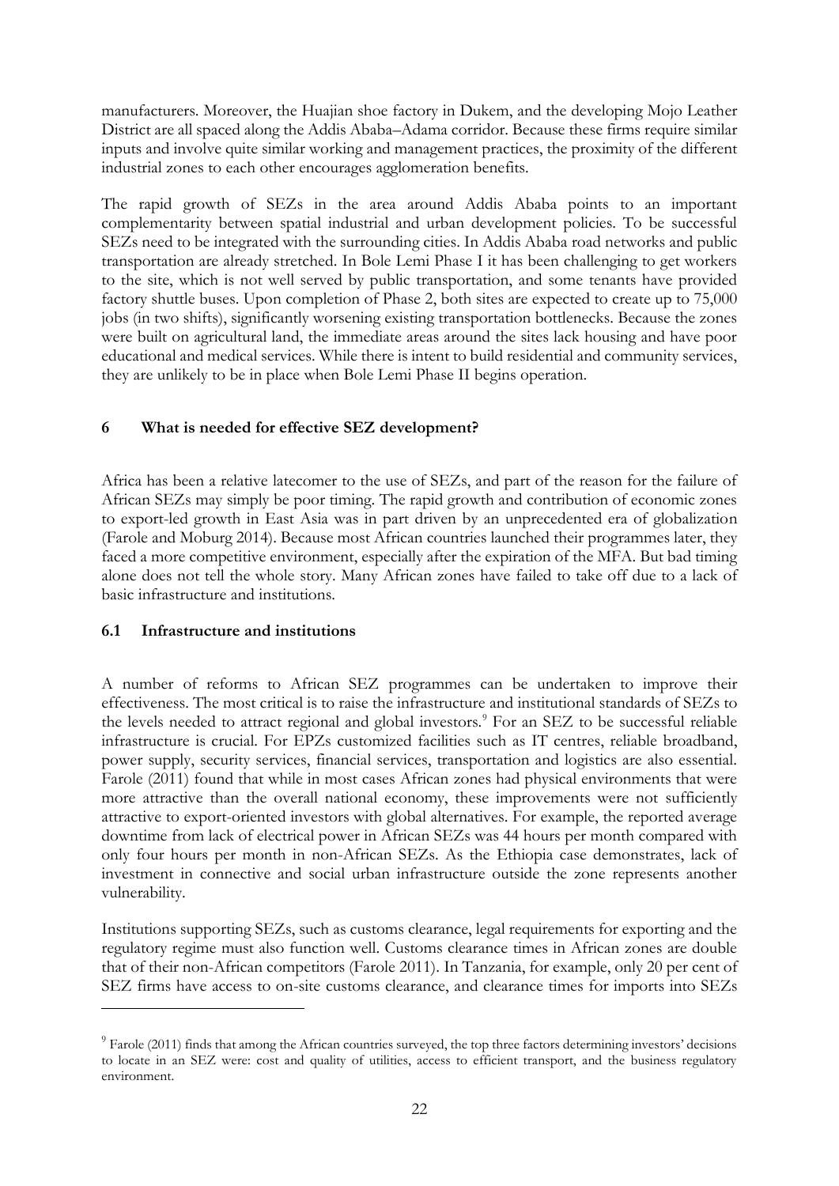manufacturers. Moreover, the Huajian shoe factory in Dukem, and the developing Mojo Leather District are all spaced along the Addis Ababa–Adama corridor. Because these firms require similar inputs and involve quite similar working and management practices, the proximity of the different industrial zones to each other encourages agglomeration benefits.

The rapid growth of SEZs in the area around Addis Ababa points to an important complementarity between spatial industrial and urban development policies. To be successful SEZs need to be integrated with the surrounding cities. In Addis Ababa road networks and public transportation are already stretched. In Bole Lemi Phase I it has been challenging to get workers to the site, which is not well served by public transportation, and some tenants have provided factory shuttle buses. Upon completion of Phase 2, both sites are expected to create up to 75,000 jobs (in two shifts), significantly worsening existing transportation bottlenecks. Because the zones were built on agricultural land, the immediate areas around the sites lack housing and have poor educational and medical services. While there is intent to build residential and community services, they are unlikely to be in place when Bole Lemi Phase II begins operation.

## 6 What is needed for effective SEZ development?

Africa has been a relative latecomer to the use of SEZs, and part of the reason for the failure of African SEZs may simply be poor timing. The rapid growth and contribution of economic zones to export-led growth in East Asia was in part driven by an unprecedented era of globalization (Farole and Moburg 2014). Because most African countries launched their programmes later, they faced a more competitive environment, especially after the expiration of the MFA. But bad timing alone does not tell the whole story. Many African zones have failed to take off due to a lack of basic infrastructure and institutions.

### 6.1 Infrastructure and institutions

A number of reforms to African SEZ programmes can be undertaken to improve their effectiveness. The most critical is to raise the infrastructure and institutional standards of SEZs to the levels needed to attract regional and global investors.[9] For an SEZ to be successful reliable infrastructure is crucial. For EPZs customized facilities such as IT centres, reliable broadband, power supply, security services, financial services, transportation and logistics are also essential. Farole (2011) found that while in most cases African zones had physical environments that were more attractive than the overall national economy, these improvements were not sufficiently attractive to export-oriented investors with global alternatives. For example, the reported average downtime from lack of electrical power in African SEZs was 44 hours per month compared with only four hours per month in non-African SEZs. As the Ethiopia case demonstrates, lack of investment in connective and social urban infrastructure outside the zone represents another vulnerability.

Institutions supporting SEZs, such as customs clearance, legal requirements for exporting and the regulatory regime must also function well. Customs clearance times in African zones are double that of their non-African competitors (Farole 2011). In Tanzania, for example, only 20 per cent of SEZ firms have access to on-site customs clearance, and clearance times for imports into SEZs

[9] Farole (2011) finds that among the African countries surveyed, the top three factors determining investors' decisions to locate in an SEZ were: cost and quality of utilities, access to efficient transport, and the business regulatory environment.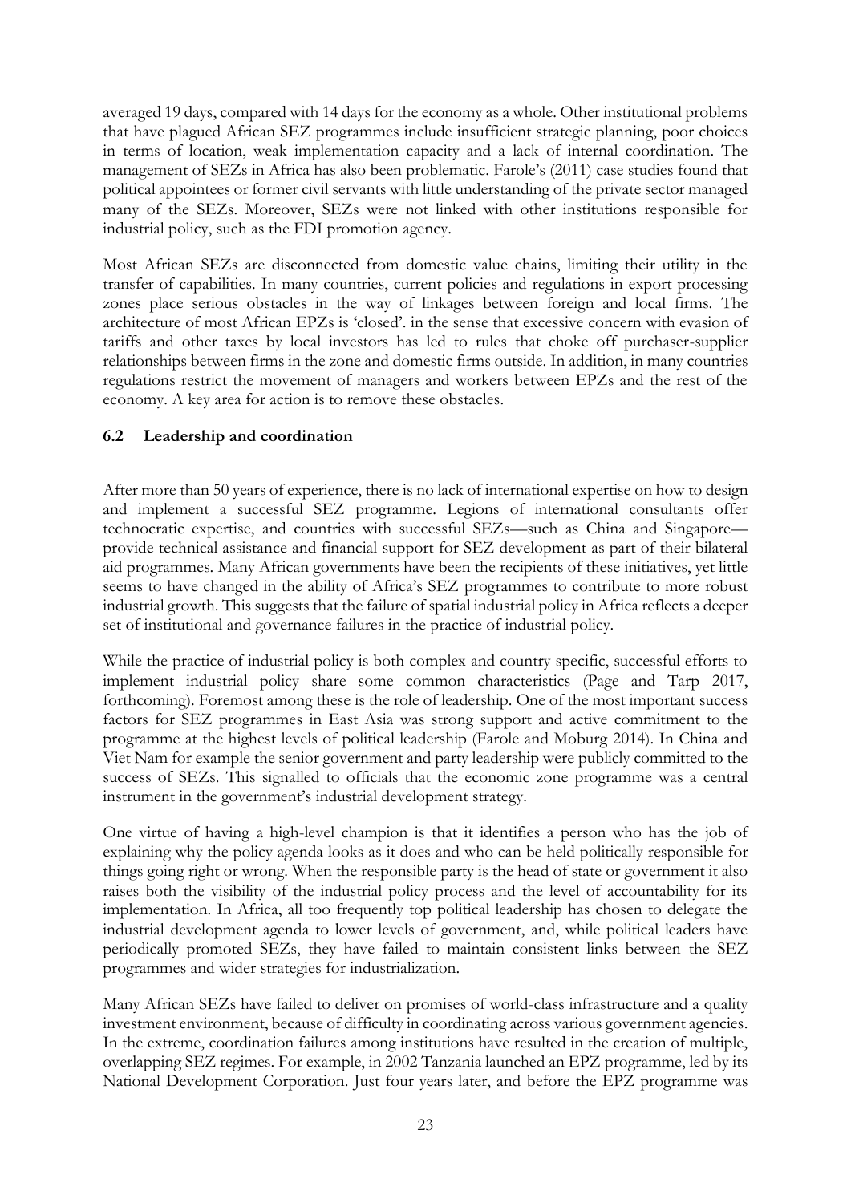averaged 19 days, compared with 14 days for the economy as a whole. Other institutional problems that have plagued African SEZ programmes include insufficient strategic planning, poor choices in terms of location, weak implementation capacity and a lack of internal coordination. The management of SEZs in Africa has also been problematic. Farole's (2011) case studies found that political appointees or former civil servants with little understanding of the private sector managed many of the SEZs. Moreover, SEZs were not linked with other institutions responsible for industrial policy, such as the FDI promotion agency.

Most African SEZs are disconnected from domestic value chains, limiting their utility in the transfer of capabilities. In many countries, current policies and regulations in export processing zones place serious obstacles in the way of linkages between foreign and local firms. The architecture of most African EPZs is 'closed'. in the sense that excessive concern with evasion of tariffs and other taxes by local investors has led to rules that choke off purchaser-supplier relationships between firms in the zone and domestic firms outside. In addition, in many countries regulations restrict the movement of managers and workers between EPZs and the rest of the economy. A key area for action is to remove these obstacles.

### 6.2 Leadership and coordination

After more than 50 years of experience, there is no lack of international expertise on how to design and implement a successful SEZ programme. Legions of international consultants offer technocratic expertise, and countries with successful SEZs—such as China and Singapore—provide technical assistance and financial support for SEZ development as part of their bilateral aid programmes. Many African governments have been the recipients of these initiatives, yet little seems to have changed in the ability of Africa's SEZ programmes to contribute to more robust industrial growth. This suggests that the failure of spatial industrial policy in Africa reflects a deeper set of institutional and governance failures in the practice of industrial policy.

While the practice of industrial policy is both complex and country specific, successful efforts to implement industrial policy share some common characteristics (Page and Tarp 2017, forthcoming). Foremost among these is the role of leadership. One of the most important success factors for SEZ programmes in East Asia was strong support and active commitment to the programme at the highest levels of political leadership (Farole and Moburg 2014). In China and Viet Nam for example the senior government and party leadership were publicly committed to the success of SEZs. This signalled to officials that the economic zone programme was a central instrument in the government's industrial development strategy.

One virtue of having a high-level champion is that it identifies a person who has the job of explaining why the policy agenda looks as it does and who can be held politically responsible for things going right or wrong. When the responsible party is the head of state or government it also raises both the visibility of the industrial policy process and the level of accountability for its implementation. In Africa, all too frequently top political leadership has chosen to delegate the industrial development agenda to lower levels of government, and, while political leaders have periodically promoted SEZs, they have failed to maintain consistent links between the SEZ programmes and wider strategies for industrialization.

Many African SEZs have failed to deliver on promises of world-class infrastructure and a quality investment environment, because of difficulty in coordinating across various government agencies. In the extreme, coordination failures among institutions have resulted in the creation of multiple, overlapping SEZ regimes. For example, in 2002 Tanzania launched an EPZ programme, led by its National Development Corporation. Just four years later, and before the EPZ programme was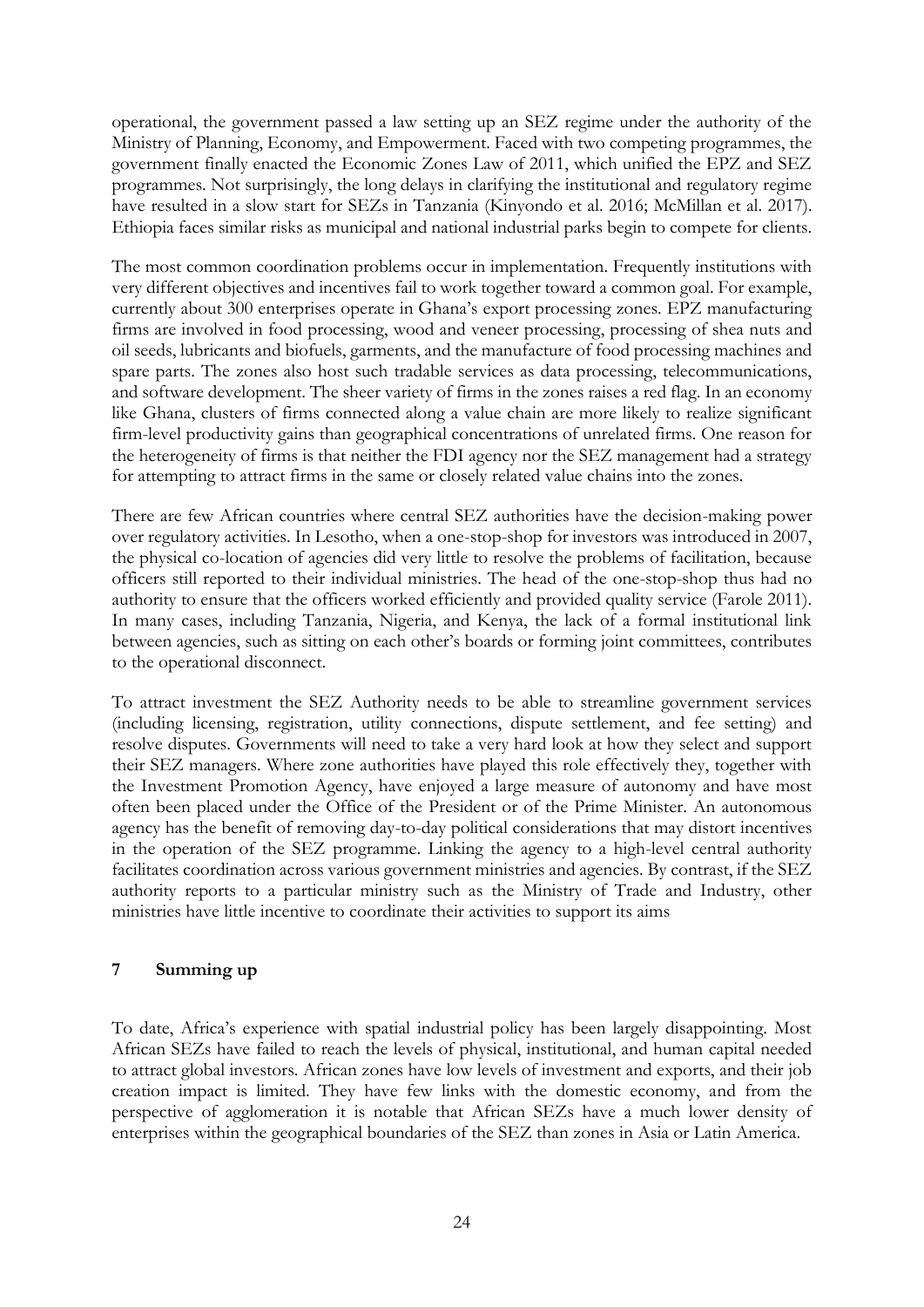operational, the government passed a law setting up an SEZ regime under the authority of the Ministry of Planning, Economy, and Empowerment. Faced with two competing programmes, the government finally enacted the Economic Zones Law of 2011, which unified the EPZ and SEZ programmes. Not surprisingly, the long delays in clarifying the institutional and regulatory regime have resulted in a slow start for SEZs in Tanzania (Kinyondo et al. 2016; McMillan et al. 2017). Ethiopia faces similar risks as municipal and national industrial parks begin to compete for clients.

The most common coordination problems occur in implementation. Frequently institutions with very different objectives and incentives fail to work together toward a common goal. For example, currently about 300 enterprises operate in Ghana's export processing zones. EPZ manufacturing firms are involved in food processing, wood and veneer processing, processing of shea nuts and oil seeds, lubricants and biofuels, garments, and the manufacture of food processing machines and spare parts. The zones also host such tradable services as data processing, telecommunications, and software development. The sheer variety of firms in the zones raises a red flag. In an economy like Ghana, clusters of firms connected along a value chain are more likely to realize significant firm-level productivity gains than geographical concentrations of unrelated firms. One reason for the heterogeneity of firms is that neither the FDI agency nor the SEZ management had a strategy for attempting to attract firms in the same or closely related value chains into the zones.

There are few African countries where central SEZ authorities have the decision-making power over regulatory activities. In Lesotho, when a one-stop-shop for investors was introduced in 2007, the physical co-location of agencies did very little to resolve the problems of facilitation, because officers still reported to their individual ministries. The head of the one-stop-shop thus had no authority to ensure that the officers worked efficiently and provided quality service (Farole 2011). In many cases, including Tanzania, Nigeria, and Kenya, the lack of a formal institutional link between agencies, such as sitting on each other's boards or forming joint committees, contributes to the operational disconnect.

To attract investment the SEZ Authority needs to be able to streamline government services (including licensing, registration, utility connections, dispute settlement, and fee setting) and resolve disputes. Governments will need to take a very hard look at how they select and support their SEZ managers. Where zone authorities have played this role effectively they, together with the Investment Promotion Agency, have enjoyed a large measure of autonomy and have most often been placed under the Office of the President or of the Prime Minister. An autonomous agency has the benefit of removing day-to-day political considerations that may distort incentives in the operation of the SEZ programme. Linking the agency to a high-level central authority facilitates coordination across various government ministries and agencies. By contrast, if the SEZ authority reports to a particular ministry such as the Ministry of Trade and Industry, other ministries have little incentive to coordinate their activities to support its aims

## 7 Summing up

To date, Africa's experience with spatial industrial policy has been largely disappointing. Most African SEZs have failed to reach the levels of physical, institutional, and human capital needed to attract global investors. African zones have low levels of investment and exports, and their job creation impact is limited. They have few links with the domestic economy, and from the perspective of agglomeration it is notable that African SEZs have a much lower density of enterprises within the geographical boundaries of the SEZ than zones in Asia or Latin America.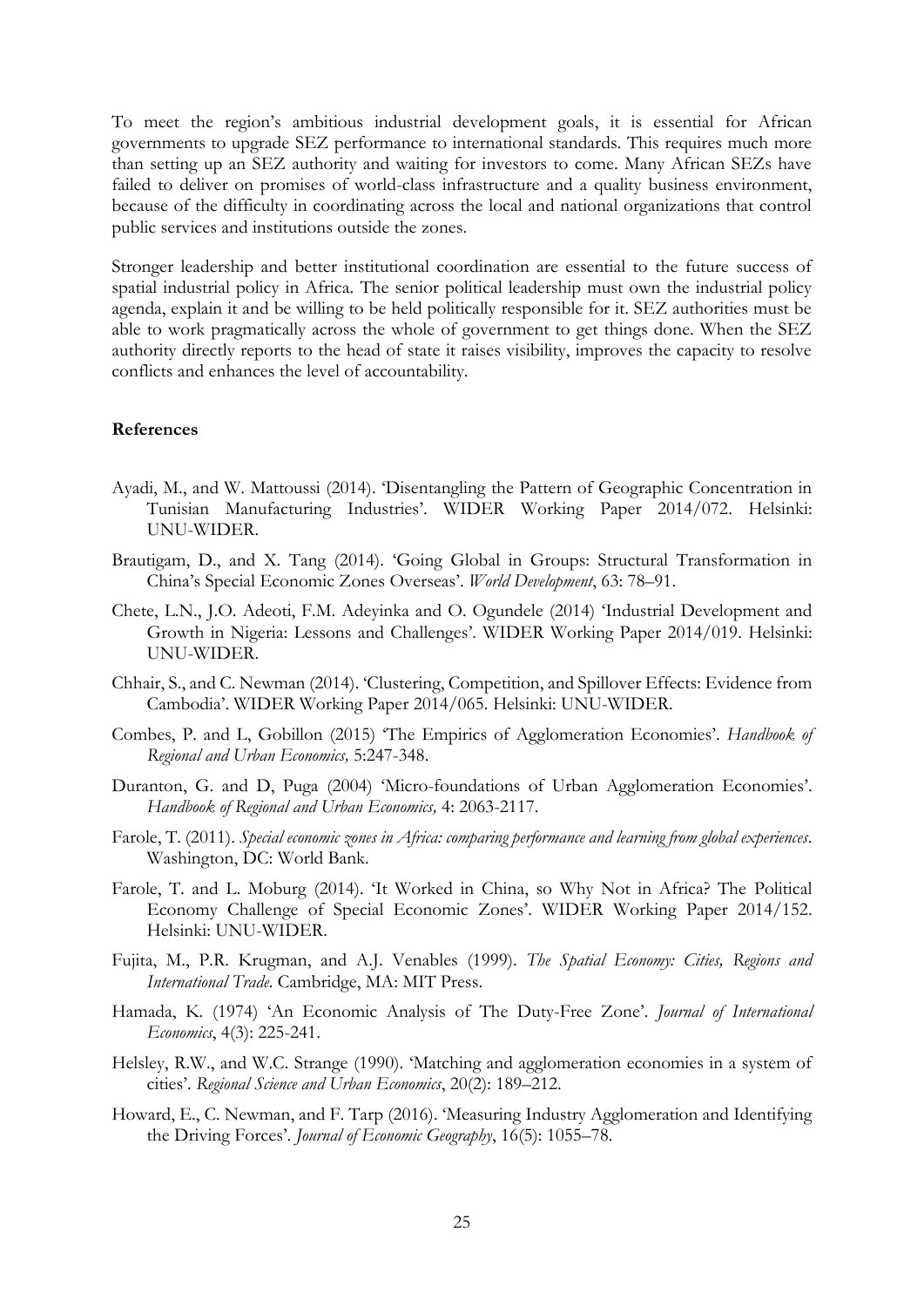To meet the region's ambitious industrial development goals, it is essential for African governments to upgrade SEZ performance to international standards. This requires much more than setting up an SEZ authority and waiting for investors to come. Many African SEZs have failed to deliver on promises of world-class infrastructure and a quality business environment, because of the difficulty in coordinating across the local and national organizations that control public services and institutions outside the zones.

Stronger leadership and better institutional coordination are essential to the future success of spatial industrial policy in Africa. The senior political leadership must own the industrial policy agenda, explain it and be willing to be held politically responsible for it. SEZ authorities must be able to work pragmatically across the whole of government to get things done. When the SEZ authority directly reports to the head of state it raises visibility, improves the capacity to resolve conflicts and enhances the level of accountability.

**References**

Ayadi, M., and W. Mattoussi (2014). 'Disentangling the Pattern of Geographic Concentration in Tunisian Manufacturing Industries'. WIDER Working Paper 2014/072. Helsinki: UNU-WIDER.

Brautigam, D., and X. Tang (2014). 'Going Global in Groups: Structural Transformation in China's Special Economic Zones Overseas'. *World Development*, 63: 78–91.

Chete, L.N., J.O. Adeoti, F.M. Adeyinka and O. Ogundele (2014) 'Industrial Development and Growth in Nigeria: Lessons and Challenges'. WIDER Working Paper 2014/019. Helsinki: UNU-WIDER.

Chhair, S., and C. Newman (2014). 'Clustering, Competition, and Spillover Effects: Evidence from Cambodia'. WIDER Working Paper 2014/065. Helsinki: UNU-WIDER.

Combes, P. and L, Gobillon (2015) 'The Empirics of Agglomeration Economies'. *Handbook of Regional and Urban Economics,* 5:247-348.

Duranton, G. and D, Puga (2004) 'Micro-foundations of Urban Agglomeration Economies'. *Handbook of Regional and Urban Economics,* 4: 2063-2117.

Farole, T. (2011). *Special economic zones in Africa: comparing performance and learning from global experiences*. Washington, DC: World Bank.

Farole, T. and L. Moburg (2014). 'It Worked in China, so Why Not in Africa? The Political Economy Challenge of Special Economic Zones'. WIDER Working Paper 2014/152. Helsinki: UNU-WIDER.

Fujita, M., P.R. Krugman, and A.J. Venables (1999). *The Spatial Economy: Cities, Regions and International Trade.* Cambridge, MA: MIT Press.

Hamada, K. (1974) 'An Economic Analysis of The Duty-Free Zone'. *Journal of International Economics*, 4(3): 225-241.

Helsley, R.W., and W.C. Strange (1990). 'Matching and agglomeration economies in a system of cities'. *Regional Science and Urban Economics*, 20(2): 189–212.

Howard, E., C. Newman, and F. Tarp (2016). 'Measuring Industry Agglomeration and Identifying the Driving Forces'. *Journal of Economic Geography*, 16(5): 1055–78.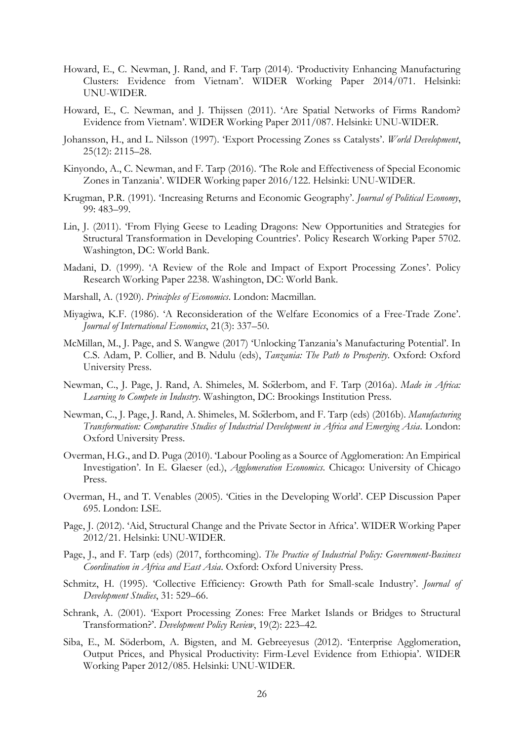Howard, E., C. Newman, J. Rand, and F. Tarp (2014). 'Productivity Enhancing Manufacturing Clusters: Evidence from Vietnam'. WIDER Working Paper 2014/071. Helsinki: UNU-WIDER.

Howard, E., C. Newman, and J. Thijssen (2011). 'Are Spatial Networks of Firms Random? Evidence from Vietnam'. WIDER Working Paper 2011/087. Helsinki: UNU-WIDER.

Johansson, H., and L. Nilsson (1997). 'Export Processing Zones ss Catalysts'. *World Development*, 25(12): 2115–28.

Kinyondo, A., C. Newman, and F. Tarp (2016). 'The Role and Effectiveness of Special Economic Zones in Tanzania'. WIDER Working paper 2016/122. Helsinki: UNU-WIDER.

Krugman, P.R. (1991). 'Increasing Returns and Economic Geography'. *Journal of Political Economy*, 99: 483–99.

Lin, J. (2011). 'From Flying Geese to Leading Dragons: New Opportunities and Strategies for Structural Transformation in Developing Countries'. Policy Research Working Paper 5702. Washington, DC: World Bank.

Madani, D. (1999). 'A Review of the Role and Impact of Export Processing Zones'. Policy Research Working Paper 2238. Washington, DC: World Bank.

Marshall, A. (1920). *Principles of Economics*. London: Macmillan.

Miyagiwa, K.F. (1986). 'A Reconsideration of the Welfare Economics of a Free-Trade Zone'. *Journal of International Economics*, 21(3): 337–50.

McMillan, M., J. Page, and S. Wangwe (2017) 'Unlocking Tanzania's Manufacturing Potential'. In C.S. Adam, P. Collier, and B. Ndulu (eds), *Tanzania: The Path to Prosperity*. Oxford: Oxford University Press.

Newman, C., J. Page, J. Rand, A. Shimeles, M. Söderbom, and F. Tarp (2016a). *Made in Africa: Learning to Compete in Industry*. Washington, DC: Brookings Institution Press.

Newman, C., J. Page, J. Rand, A. Shimeles, M. Söderbom, and F. Tarp (eds) (2016b). *Manufacturing Transformation: Comparative Studies of Industrial Development in Africa and Emerging Asia*. London: Oxford University Press.

Overman, H.G., and D. Puga (2010). 'Labour Pooling as a Source of Agglomeration: An Empirical Investigation'. In E. Glaeser (ed.), *Agglomeration Economics*. Chicago: University of Chicago Press.

Overman, H., and T. Venables (2005). 'Cities in the Developing World'. CEP Discussion Paper 695. London: LSE.

Page, J. (2012). 'Aid, Structural Change and the Private Sector in Africa'. WIDER Working Paper 2012/21. Helsinki: UNU-WIDER.

Page, J., and F. Tarp (eds) (2017, forthcoming). *The Practice of Industrial Policy: Government-Business Coordination in Africa and East Asia*. Oxford: Oxford University Press.

Schmitz, H. (1995). 'Collective Efficiency: Growth Path for Small-scale Industry'. *Journal of Development Studies*, 31: 529–66.

Schrank, A. (2001). 'Export Processing Zones: Free Market Islands or Bridges to Structural Transformation?'. *Development Policy Review*, 19(2): 223–42.

Siba, E., M. Söderbom, A. Bigsten, and M. Gebreeyesus (2012). 'Enterprise Agglomeration, Output Prices, and Physical Productivity: Firm-Level Evidence from Ethiopia'. WIDER Working Paper 2012/085. Helsinki: UNU-WIDER.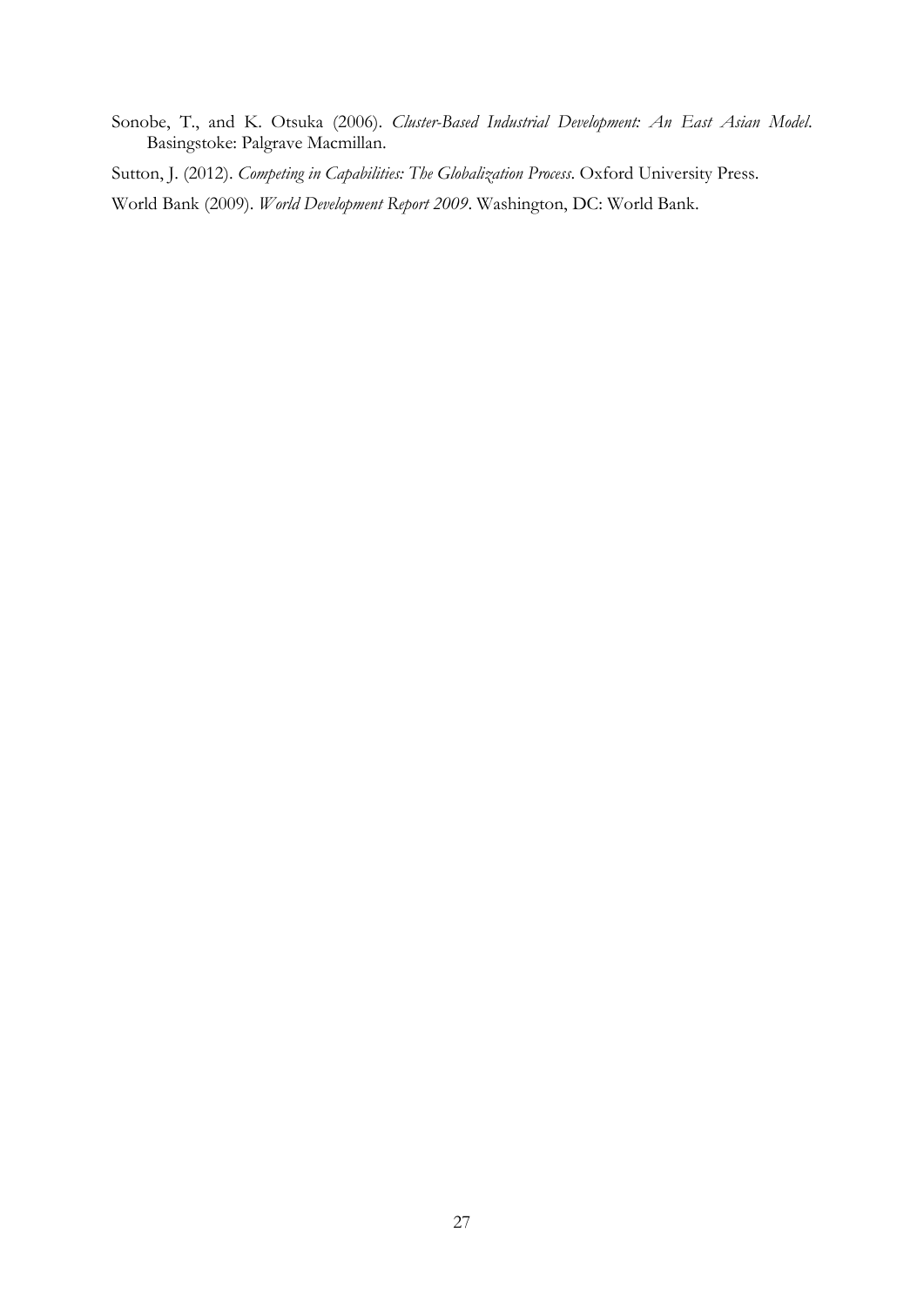Sonobe, T., and K. Otsuka (2006). *Cluster-Based Industrial Development: An East Asian Model*. Basingstoke: Palgrave Macmillan.

Sutton, J. (2012). *Competing in Capabilities: The Globalization Process*. Oxford University Press.

World Bank (2009). *World Development Report 2009*. Washington, DC: World Bank.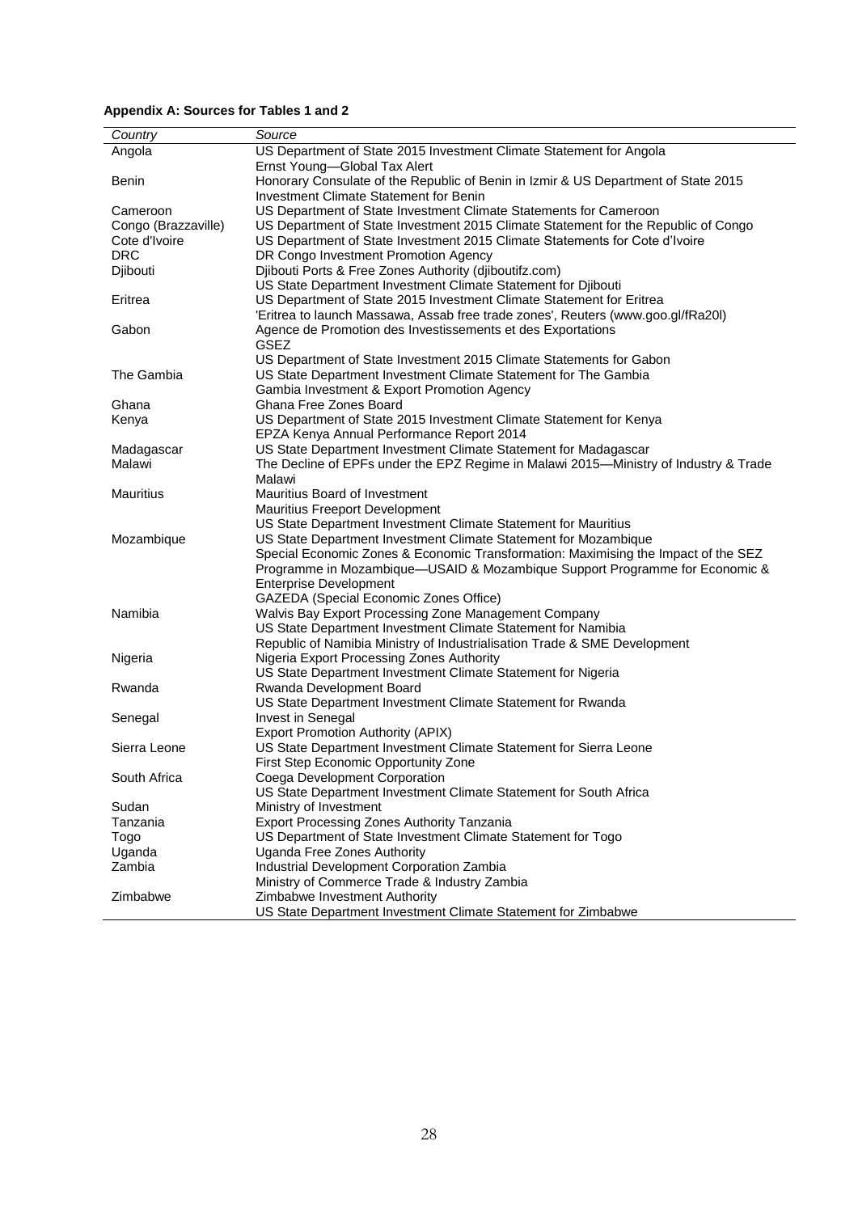**Appendix A: Sources for Tables 1 and 2**

| *Country* | *Source* |
|---|---|
| Angola | US Department of State 2015 Investment Climate Statement for Angola<br>Ernst Young—Global Tax Alert |
| Benin | Honorary Consulate of the Republic of Benin in Izmir & US Department of State 2015 Investment Climate Statement for Benin |
| Cameroon | US Department of State Investment Climate Statements for Cameroon |
| Congo (Brazzaville) | US Department of State Investment 2015 Climate Statement for the Republic of Congo |
| Cote d'Ivoire | US Department of State Investment 2015 Climate Statements for Cote d'Ivoire |
| DRC | DR Congo Investment Promotion Agency |
| Djibouti | Djibouti Ports & Free Zones Authority (djiboutifz.com)<br>US State Department Investment Climate Statement for Djibouti |
| Eritrea | US Department of State 2015 Investment Climate Statement for Eritrea<br>'Eritrea to launch Massawa, Assab free trade zones', Reuters (www.goo.gl/fRa20l) |
| Gabon | Agence de Promotion des Investissements et des Exportations<br>GSEZ<br>US Department of State Investment 2015 Climate Statements for Gabon |
| The Gambia | US State Department Investment Climate Statement for The Gambia<br>Gambia Investment & Export Promotion Agency |
| Ghana | Ghana Free Zones Board |
| Kenya | US Department of State 2015 Investment Climate Statement for Kenya<br>EPZA Kenya Annual Performance Report 2014 |
| Madagascar | US State Department Investment Climate Statement for Madagascar |
| Malawi | The Decline of EPFs under the EPZ Regime in Malawi 2015—Ministry of Industry & Trade Malawi |
| Mauritius | Mauritius Board of Investment<br>Mauritius Freeport Development<br>US State Department Investment Climate Statement for Mauritius |
| Mozambique | US State Department Investment Climate Statement for Mozambique<br>Special Economic Zones & Economic Transformation: Maximising the Impact of the SEZ Programme in Mozambique—USAID & Mozambique Support Programme for Economic & Enterprise Development<br>GAZEDA (Special Economic Zones Office) |
| Namibia | Walvis Bay Export Processing Zone Management Company<br>US State Department Investment Climate Statement for Namibia<br>Republic of Namibia Ministry of Industrialisation Trade & SME Development |
| Nigeria | Nigeria Export Processing Zones Authority<br>US State Department Investment Climate Statement for Nigeria |
| Rwanda | Rwanda Development Board<br>US State Department Investment Climate Statement for Rwanda |
| Senegal | Invest in Senegal<br>Export Promotion Authority (APIX) |
| Sierra Leone | US State Department Investment Climate Statement for Sierra Leone<br>First Step Economic Opportunity Zone |
| South Africa | Coega Development Corporation<br>US State Department Investment Climate Statement for South Africa |
| Sudan | Ministry of Investment |
| Tanzania | Export Processing Zones Authority Tanzania |
| Togo | US Department of State Investment Climate Statement for Togo |
| Uganda | Uganda Free Zones Authority |
| Zambia | Industrial Development Corporation Zambia<br>Ministry of Commerce Trade & Industry Zambia |
| Zimbabwe | Zimbabwe Investment Authority<br>US State Department Investment Climate Statement for Zimbabwe |